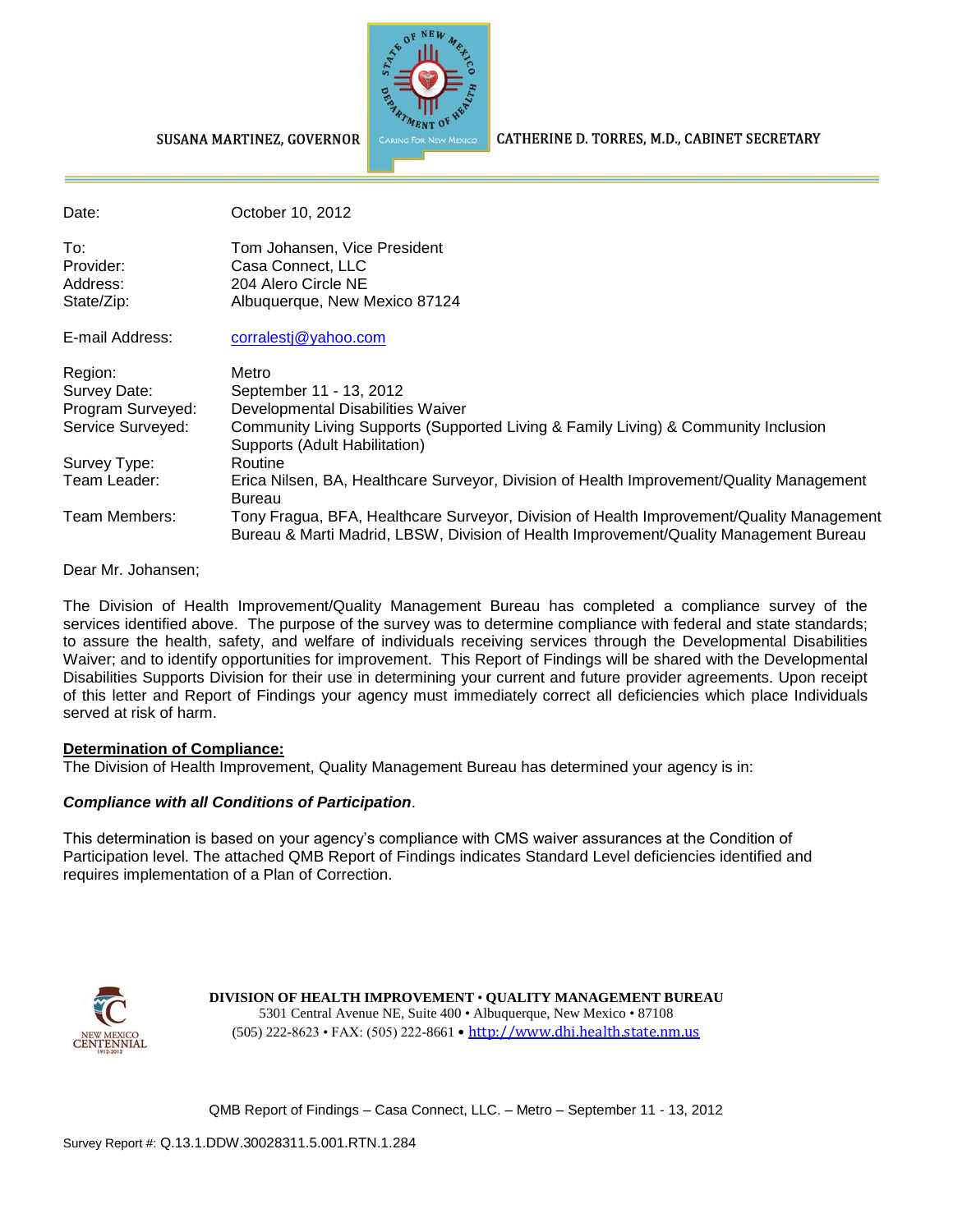SUSANA MARTINEZ, GOVERNOR

CATHERINE D. TORRES, M.D., CABINET SECRETARY

| | |
|---|---|
| Date: | October 10, 2012 |
| To: | Tom Johansen, Vice President |
| Provider: | Casa Connect, LLC |
| Address: | 204 Alero Circle NE |
| State/Zip: | Albuquerque, New Mexico 87124 |
| E-mail Address: | corralestj@yahoo.com |
| Region: | Metro |
| Survey Date: | September 11 - 13, 2012 |
| Program Surveyed: | Developmental Disabilities Waiver |
| Service Surveyed: | Community Living Supports (Supported Living & Family Living) & Community Inclusion Supports (Adult Habilitation) |
| Survey Type: | Routine |
| Team Leader: | Erica Nilsen, BA, Healthcare Surveyor, Division of Health Improvement/Quality Management Bureau |
| Team Members: | Tony Fragua, BFA, Healthcare Surveyor, Division of Health Improvement/Quality Management Bureau & Marti Madrid, LBSW, Division of Health Improvement/Quality Management Bureau |

Dear Mr. Johansen;

The Division of Health Improvement/Quality Management Bureau has completed a compliance survey of the services identified above. The purpose of the survey was to determine compliance with federal and state standards; to assure the health, safety, and welfare of individuals receiving services through the Developmental Disabilities Waiver; and to identify opportunities for improvement. This Report of Findings will be shared with the Developmental Disabilities Supports Division for their use in determining your current and future provider agreements. Upon receipt of this letter and Report of Findings your agency must immediately correct all deficiencies which place Individuals served at risk of harm.

**Determination of Compliance:**

The Division of Health Improvement, Quality Management Bureau has determined your agency is in:

***Compliance with all Conditions of Participation***.

This determination is based on your agency's compliance with CMS waiver assurances at the Condition of Participation level. The attached QMB Report of Findings indicates Standard Level deficiencies identified and requires implementation of a Plan of Correction.

**DIVISION OF HEALTH IMPROVEMENT • QUALITY MANAGEMENT BUREAU**
5301 Central Avenue NE, Suite 400 • Albuquerque, New Mexico • 87108
(505) 222-8623 • FAX: (505) 222-8661 • http://www.dhi.health.state.nm.us

Survey Report #: Q.13.1.DDW.30028311.5.001.RTN.1.284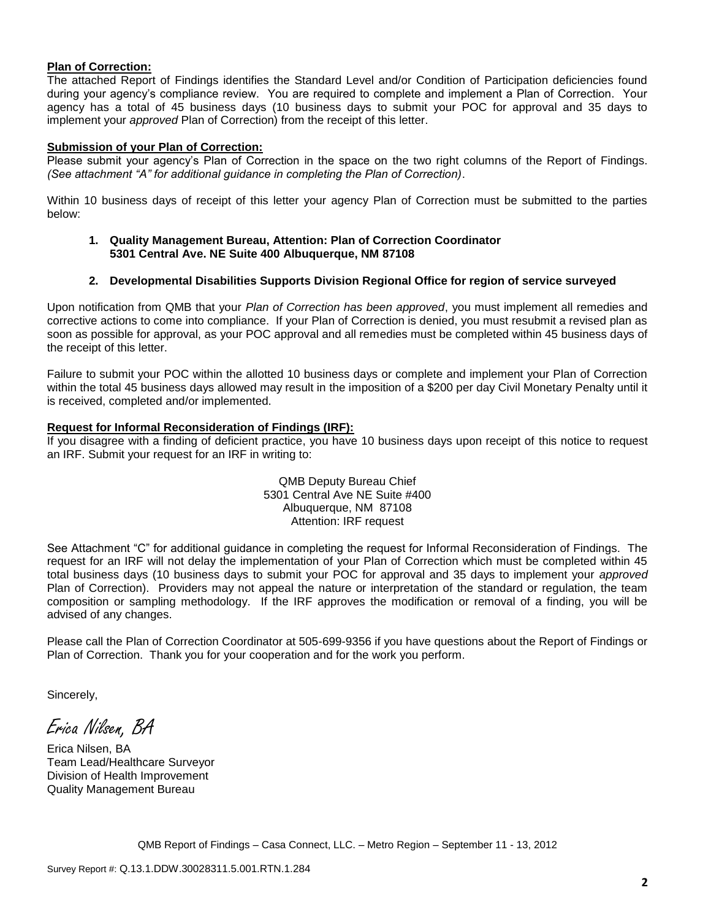**Plan of Correction:**

The attached Report of Findings identifies the Standard Level and/or Condition of Participation deficiencies found during your agency's compliance review. You are required to complete and implement a Plan of Correction. Your agency has a total of 45 business days (10 business days to submit your POC for approval and 35 days to implement your *approved* Plan of Correction) from the receipt of this letter.

**Submission of your Plan of Correction:**

Please submit your agency's Plan of Correction in the space on the two right columns of the Report of Findings. *(See attachment "A" for additional guidance in completing the Plan of Correction).*

Within 10 business days of receipt of this letter your agency Plan of Correction must be submitted to the parties below:

1. **Quality Management Bureau, Attention: Plan of Correction Coordinator 5301 Central Ave. NE Suite 400 Albuquerque, NM 87108**
2. **Developmental Disabilities Supports Division Regional Office for region of service surveyed**

Upon notification from QMB that your *Plan of Correction has been approved*, you must implement all remedies and corrective actions to come into compliance. If your Plan of Correction is denied, you must resubmit a revised plan as soon as possible for approval, as your POC approval and all remedies must be completed within 45 business days of the receipt of this letter.

Failure to submit your POC within the allotted 10 business days or complete and implement your Plan of Correction within the total 45 business days allowed may result in the imposition of a $200 per day Civil Monetary Penalty until it is received, completed and/or implemented.

**Request for Informal Reconsideration of Findings (IRF):**

If you disagree with a finding of deficient practice, you have 10 business days upon receipt of this notice to request an IRF. Submit your request for an IRF in writing to:

QMB Deputy Bureau Chief
5301 Central Ave NE Suite #400
Albuquerque, NM 87108
Attention: IRF request

See Attachment "C" for additional guidance in completing the request for Informal Reconsideration of Findings. The request for an IRF will not delay the implementation of your Plan of Correction which must be completed within 45 total business days (10 business days to submit your POC for approval and 35 days to implement your *approved* Plan of Correction). Providers may not appeal the nature or interpretation of the standard or regulation, the team composition or sampling methodology. If the IRF approves the modification or removal of a finding, you will be advised of any changes.

Please call the Plan of Correction Coordinator at 505-699-9356 if you have questions about the Report of Findings or Plan of Correction. Thank you for your cooperation and for the work you perform.

Sincerely,

*Erica Nilsen, BA*

Erica Nilsen, BA
Team Lead/Healthcare Surveyor
Division of Health Improvement
Quality Management Bureau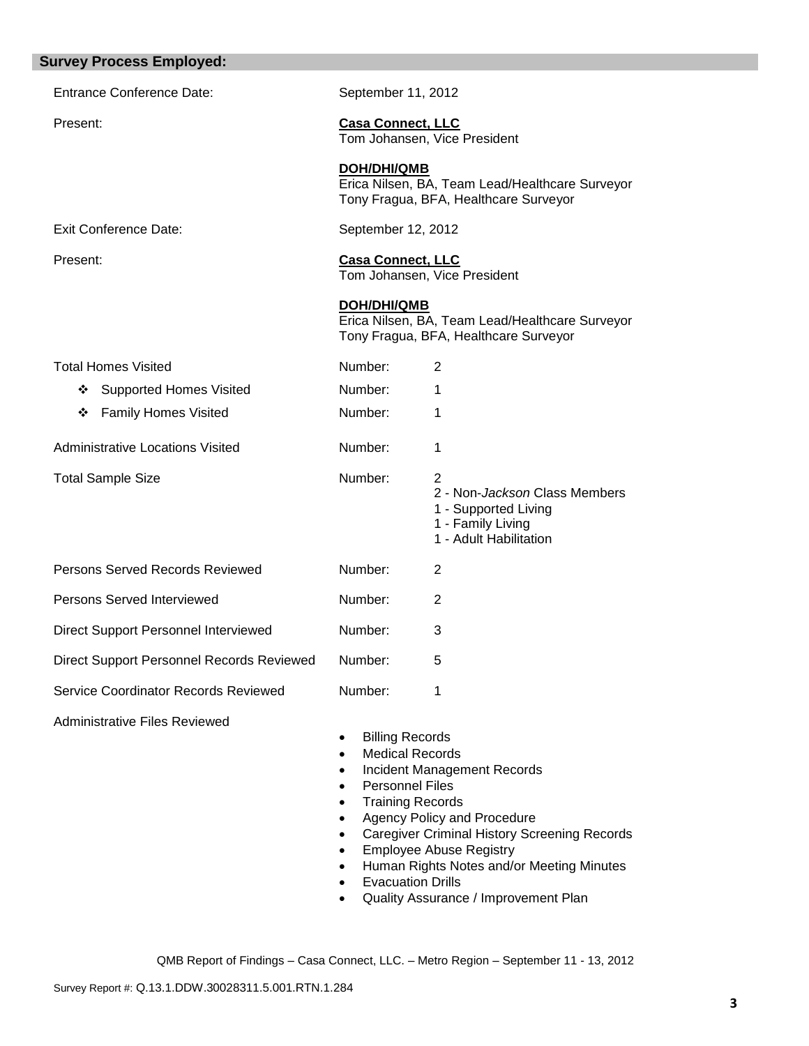## Survey Process Employed:

| | | |
|---|---|---|
| Entrance Conference Date: | September 11, 2012 | |
| Present: | **Casa Connect, LLC**<br>Tom Johansen, Vice President<br><br>**DOH/DHI/QMB**<br>Erica Nilsen, BA, Team Lead/Healthcare Surveyor<br>Tony Fragua, BFA, Healthcare Surveyor | |
| Exit Conference Date: | September 12, 2012 | |
| Present: | **Casa Connect, LLC**<br>Tom Johansen, Vice President<br><br>**DOH/DHI/QMB**<br>Erica Nilsen, BA, Team Lead/Healthcare Surveyor<br>Tony Fragua, BFA, Healthcare Surveyor | |
| Total Homes Visited | Number: | 2 |
| ❖ Supported Homes Visited | Number: | 1 |
| ❖ Family Homes Visited | Number: | 1 |
| Administrative Locations Visited | Number: | 1 |
| Total Sample Size | Number: | 2<br>2 - Non-*Jackson* Class Members<br>1 - Supported Living<br>1 - Family Living<br>1 - Adult Habilitation |
| Persons Served Records Reviewed | Number: | 2 |
| Persons Served Interviewed | Number: | 2 |
| Direct Support Personnel Interviewed | Number: | 3 |
| Direct Support Personnel Records Reviewed | Number: | 5 |
| Service Coordinator Records Reviewed | Number: | 1 |

Administrative Files Reviewed

- Billing Records
- Medical Records
- Incident Management Records
- Personnel Files
- Training Records
- Agency Policy and Procedure
- Caregiver Criminal History Screening Records
- Employee Abuse Registry
- Human Rights Notes and/or Meeting Minutes
- Evacuation Drills
- Quality Assurance / Improvement Plan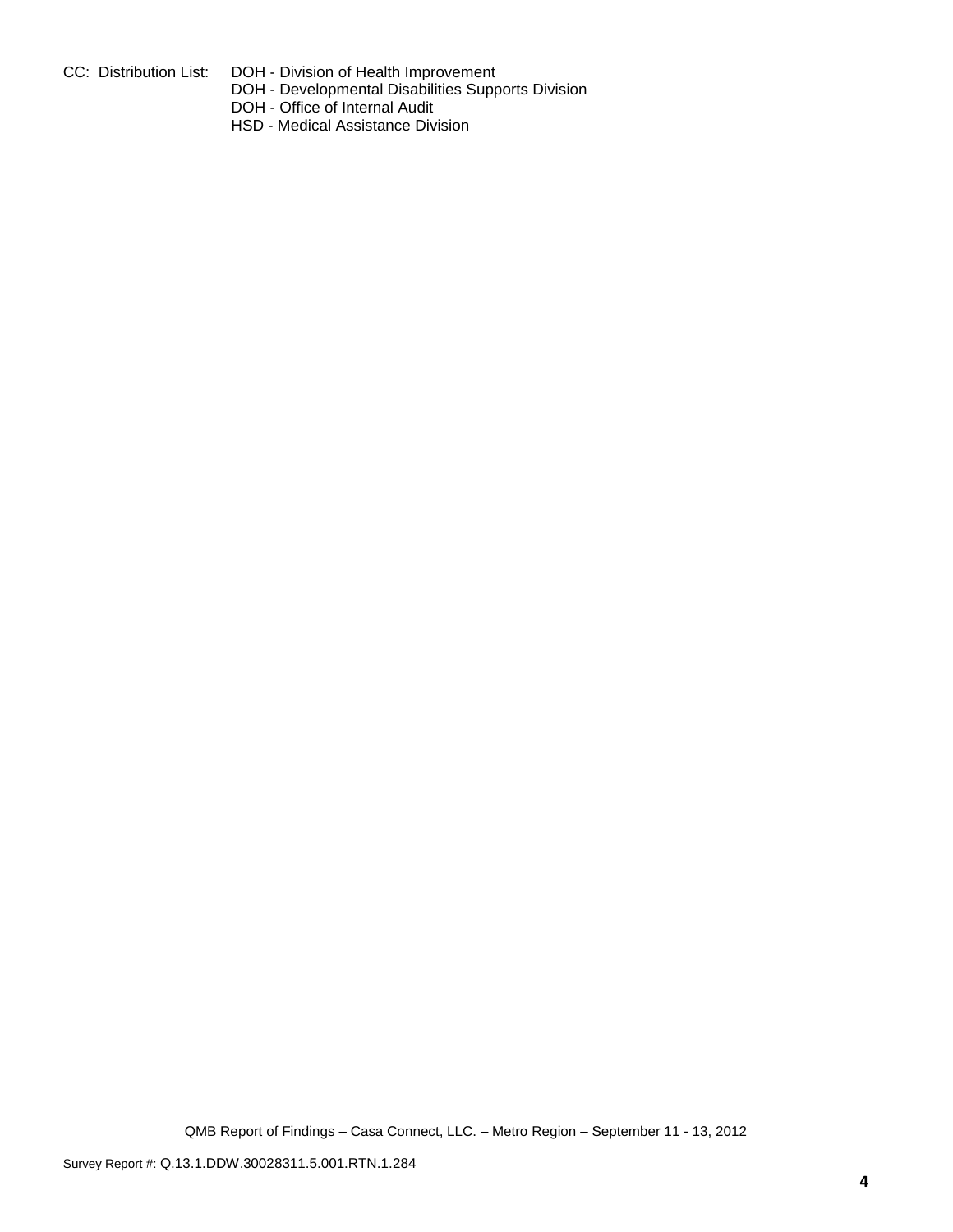CC: Distribution List: DOH - Division of Health Improvement
DOH - Developmental Disabilities Supports Division
DOH - Office of Internal Audit
HSD - Medical Assistance Division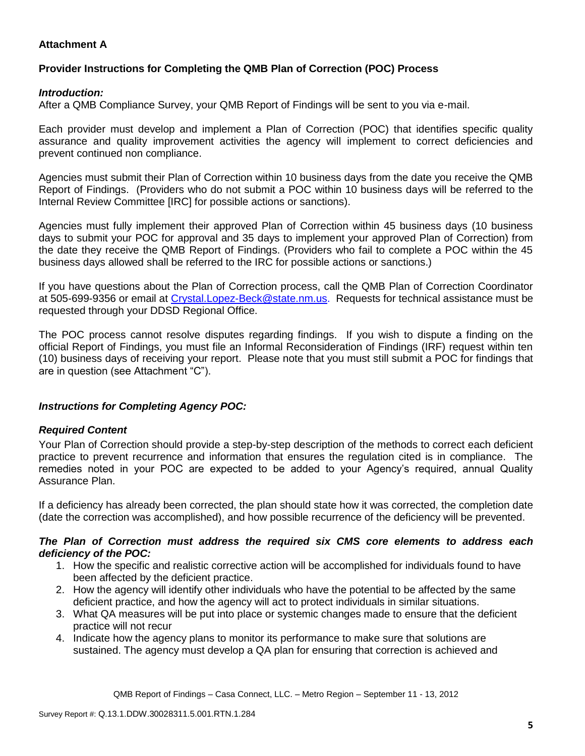**Attachment A**

**Provider Instructions for Completing the QMB Plan of Correction (POC) Process**

***Introduction:***

After a QMB Compliance Survey, your QMB Report of Findings will be sent to you via e-mail.

Each provider must develop and implement a Plan of Correction (POC) that identifies specific quality assurance and quality improvement activities the agency will implement to correct deficiencies and prevent continued non compliance.

Agencies must submit their Plan of Correction within 10 business days from the date you receive the QMB Report of Findings. (Providers who do not submit a POC within 10 business days will be referred to the Internal Review Committee [IRC] for possible actions or sanctions).

Agencies must fully implement their approved Plan of Correction within 45 business days (10 business days to submit your POC for approval and 35 days to implement your approved Plan of Correction) from the date they receive the QMB Report of Findings. (Providers who fail to complete a POC within the 45 business days allowed shall be referred to the IRC for possible actions or sanctions.)

If you have questions about the Plan of Correction process, call the QMB Plan of Correction Coordinator at 505-699-9356 or email at Crystal.Lopez-Beck@state.nm.us. Requests for technical assistance must be requested through your DDSD Regional Office.

The POC process cannot resolve disputes regarding findings. If you wish to dispute a finding on the official Report of Findings, you must file an Informal Reconsideration of Findings (IRF) request within ten (10) business days of receiving your report. Please note that you must still submit a POC for findings that are in question (see Attachment "C").

***Instructions for Completing Agency POC:***

***Required Content***

Your Plan of Correction should provide a step-by-step description of the methods to correct each deficient practice to prevent recurrence and information that ensures the regulation cited is in compliance. The remedies noted in your POC are expected to be added to your Agency's required, annual Quality Assurance Plan.

If a deficiency has already been corrected, the plan should state how it was corrected, the completion date (date the correction was accomplished), and how possible recurrence of the deficiency will be prevented.

***The Plan of Correction must address the required six CMS core elements to address each deficiency of the POC:***

1. How the specific and realistic corrective action will be accomplished for individuals found to have been affected by the deficient practice.
2. How the agency will identify other individuals who have the potential to be affected by the same deficient practice, and how the agency will act to protect individuals in similar situations.
3. What QA measures will be put into place or systemic changes made to ensure that the deficient practice will not recur
4. Indicate how the agency plans to monitor its performance to make sure that solutions are sustained. The agency must develop a QA plan for ensuring that correction is achieved and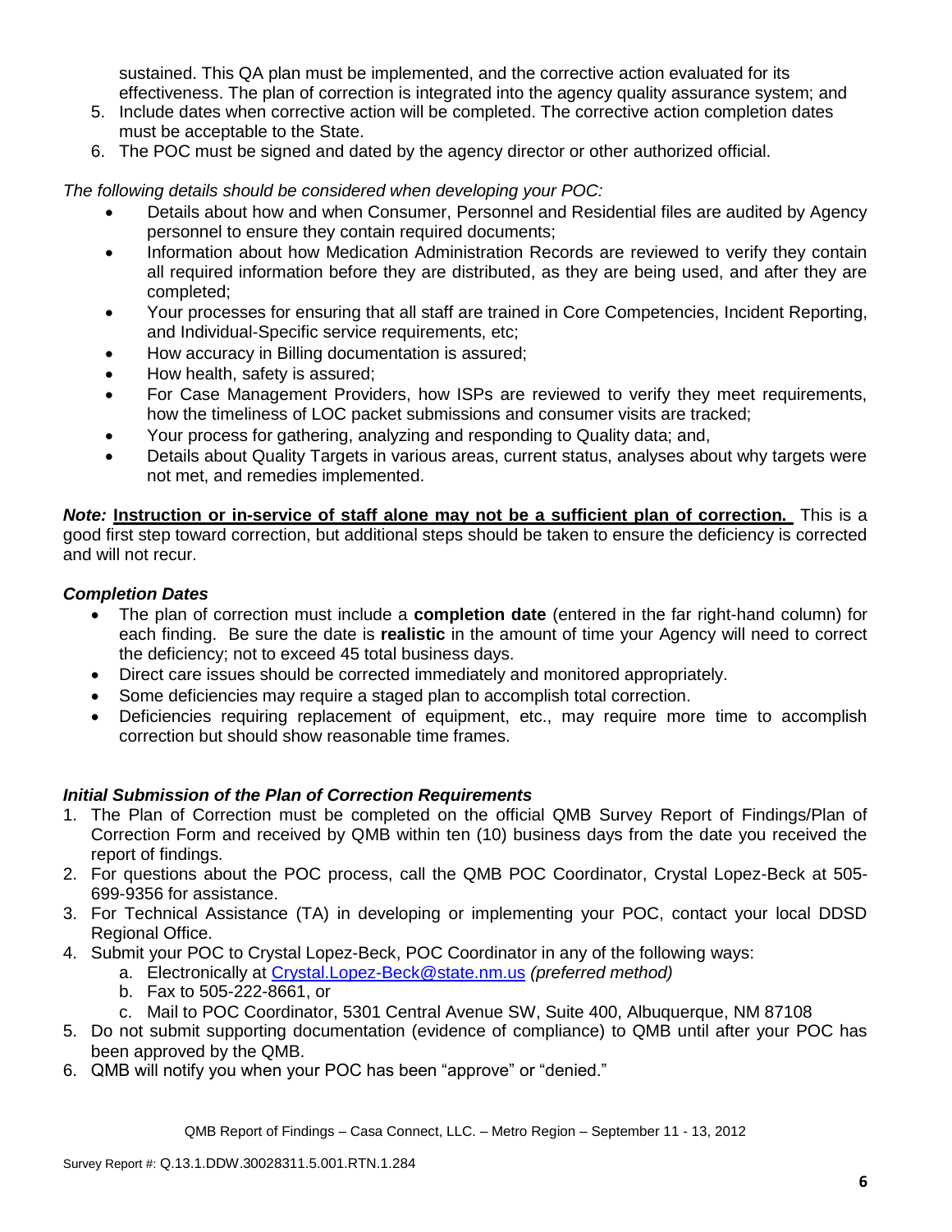sustained. This QA plan must be implemented, and the corrective action evaluated for its effectiveness. The plan of correction is integrated into the agency quality assurance system; and

5. Include dates when corrective action will be completed. The corrective action completion dates must be acceptable to the State.
6. The POC must be signed and dated by the agency director or other authorized official.

*The following details should be considered when developing your POC:*

- Details about how and when Consumer, Personnel and Residential files are audited by Agency personnel to ensure they contain required documents;
- Information about how Medication Administration Records are reviewed to verify they contain all required information before they are distributed, as they are being used, and after they are completed;
- Your processes for ensuring that all staff are trained in Core Competencies, Incident Reporting, and Individual-Specific service requirements, etc;
- How accuracy in Billing documentation is assured;
- How health, safety is assured;
- For Case Management Providers, how ISPs are reviewed to verify they meet requirements, how the timeliness of LOC packet submissions and consumer visits are tracked;
- Your process for gathering, analyzing and responding to Quality data; and,
- Details about Quality Targets in various areas, current status, analyses about why targets were not met, and remedies implemented.

***Note:*** **Instruction or in-service of staff alone may not be a sufficient plan of correction.** This is a good first step toward correction, but additional steps should be taken to ensure the deficiency is corrected and will not recur.

### *Completion Dates*

- The plan of correction must include a **completion date** (entered in the far right-hand column) for each finding. Be sure the date is **realistic** in the amount of time your Agency will need to correct the deficiency; not to exceed 45 total business days.
- Direct care issues should be corrected immediately and monitored appropriately.
- Some deficiencies may require a staged plan to accomplish total correction.
- Deficiencies requiring replacement of equipment, etc., may require more time to accomplish correction but should show reasonable time frames.

### *Initial Submission of the Plan of Correction Requirements*

1. The Plan of Correction must be completed on the official QMB Survey Report of Findings/Plan of Correction Form and received by QMB within ten (10) business days from the date you received the report of findings.
2. For questions about the POC process, call the QMB POC Coordinator, Crystal Lopez-Beck at 505-699-9356 for assistance.
3. For Technical Assistance (TA) in developing or implementing your POC, contact your local DDSD Regional Office.
4. Submit your POC to Crystal Lopez-Beck, POC Coordinator in any of the following ways:
   a. Electronically at Crystal.Lopez-Beck@state.nm.us *(preferred method)*
   b. Fax to 505-222-8661, or
   c. Mail to POC Coordinator, 5301 Central Avenue SW, Suite 400, Albuquerque, NM 87108
5. Do not submit supporting documentation (evidence of compliance) to QMB until after your POC has been approved by the QMB.
6. QMB will notify you when your POC has been "approve" or "denied."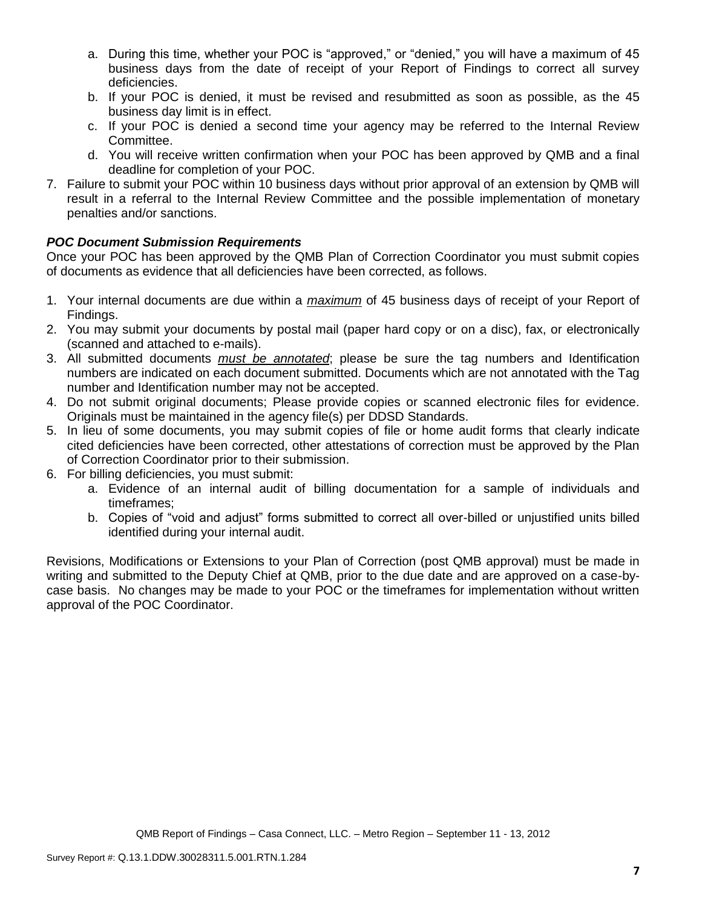a. During this time, whether your POC is "approved," or "denied," you will have a maximum of 45 business days from the date of receipt of your Report of Findings to correct all survey deficiencies.
   b. If your POC is denied, it must be revised and resubmitted as soon as possible, as the 45 business day limit is in effect.
   c. If your POC is denied a second time your agency may be referred to the Internal Review Committee.
   d. You will receive written confirmation when your POC has been approved by QMB and a final deadline for completion of your POC.

7. Failure to submit your POC within 10 business days without prior approval of an extension by QMB will result in a referral to the Internal Review Committee and the possible implementation of monetary penalties and/or sanctions.

***POC Document Submission Requirements***

Once your POC has been approved by the QMB Plan of Correction Coordinator you must submit copies of documents as evidence that all deficiencies have been corrected, as follows.

1. Your internal documents are due within a *maximum* of 45 business days of receipt of your Report of Findings.
2. You may submit your documents by postal mail (paper hard copy or on a disc), fax, or electronically (scanned and attached to e-mails).
3. All submitted documents *must be annotated*; please be sure the tag numbers and Identification numbers are indicated on each document submitted. Documents which are not annotated with the Tag number and Identification number may not be accepted.
4. Do not submit original documents; Please provide copies or scanned electronic files for evidence. Originals must be maintained in the agency file(s) per DDSD Standards.
5. In lieu of some documents, you may submit copies of file or home audit forms that clearly indicate cited deficiencies have been corrected, other attestations of correction must be approved by the Plan of Correction Coordinator prior to their submission.
6. For billing deficiencies, you must submit:
   a. Evidence of an internal audit of billing documentation for a sample of individuals and timeframes;
   b. Copies of "void and adjust" forms submitted to correct all over-billed or unjustified units billed identified during your internal audit.

Revisions, Modifications or Extensions to your Plan of Correction (post QMB approval) must be made in writing and submitted to the Deputy Chief at QMB, prior to the due date and are approved on a case-by-case basis. No changes may be made to your POC or the timeframes for implementation without written approval of the POC Coordinator.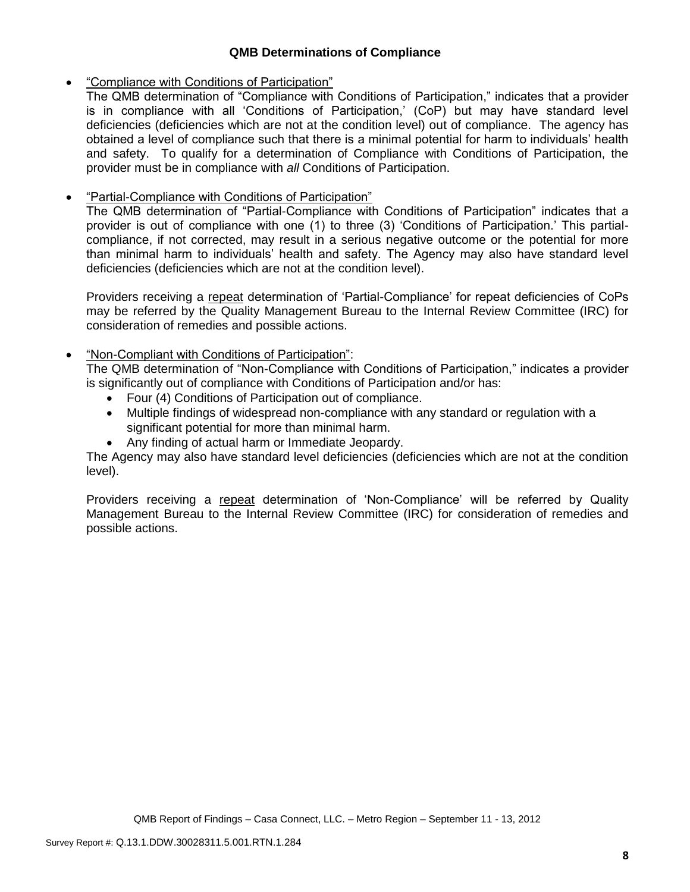### QMB Determinations of Compliance

- <u>"Compliance with Conditions of Participation"</u>
  The QMB determination of "Compliance with Conditions of Participation," indicates that a provider is in compliance with all 'Conditions of Participation,' (CoP) but may have standard level deficiencies (deficiencies which are not at the condition level) out of compliance. The agency has obtained a level of compliance such that there is a minimal potential for harm to individuals' health and safety. To qualify for a determination of Compliance with Conditions of Participation, the provider must be in compliance with *all* Conditions of Participation.

- <u>"Partial-Compliance with Conditions of Participation"</u>
  The QMB determination of "Partial-Compliance with Conditions of Participation" indicates that a provider is out of compliance with one (1) to three (3) 'Conditions of Participation.' This partial-compliance, if not corrected, may result in a serious negative outcome or the potential for more than minimal harm to individuals' health and safety. The Agency may also have standard level deficiencies (deficiencies which are not at the condition level).

  Providers receiving a <u>repeat</u> determination of 'Partial-Compliance' for repeat deficiencies of CoPs may be referred by the Quality Management Bureau to the Internal Review Committee (IRC) for consideration of remedies and possible actions.

- <u>"Non-Compliant with Conditions of Participation"</u>:
  The QMB determination of "Non-Compliance with Conditions of Participation," indicates a provider is significantly out of compliance with Conditions of Participation and/or has:
  - Four (4) Conditions of Participation out of compliance.
  - Multiple findings of widespread non-compliance with any standard or regulation with a significant potential for more than minimal harm.
  - Any finding of actual harm or Immediate Jeopardy.

  The Agency may also have standard level deficiencies (deficiencies which are not at the condition level).

  Providers receiving a <u>repeat</u> determination of 'Non-Compliance' will be referred by Quality Management Bureau to the Internal Review Committee (IRC) for consideration of remedies and possible actions.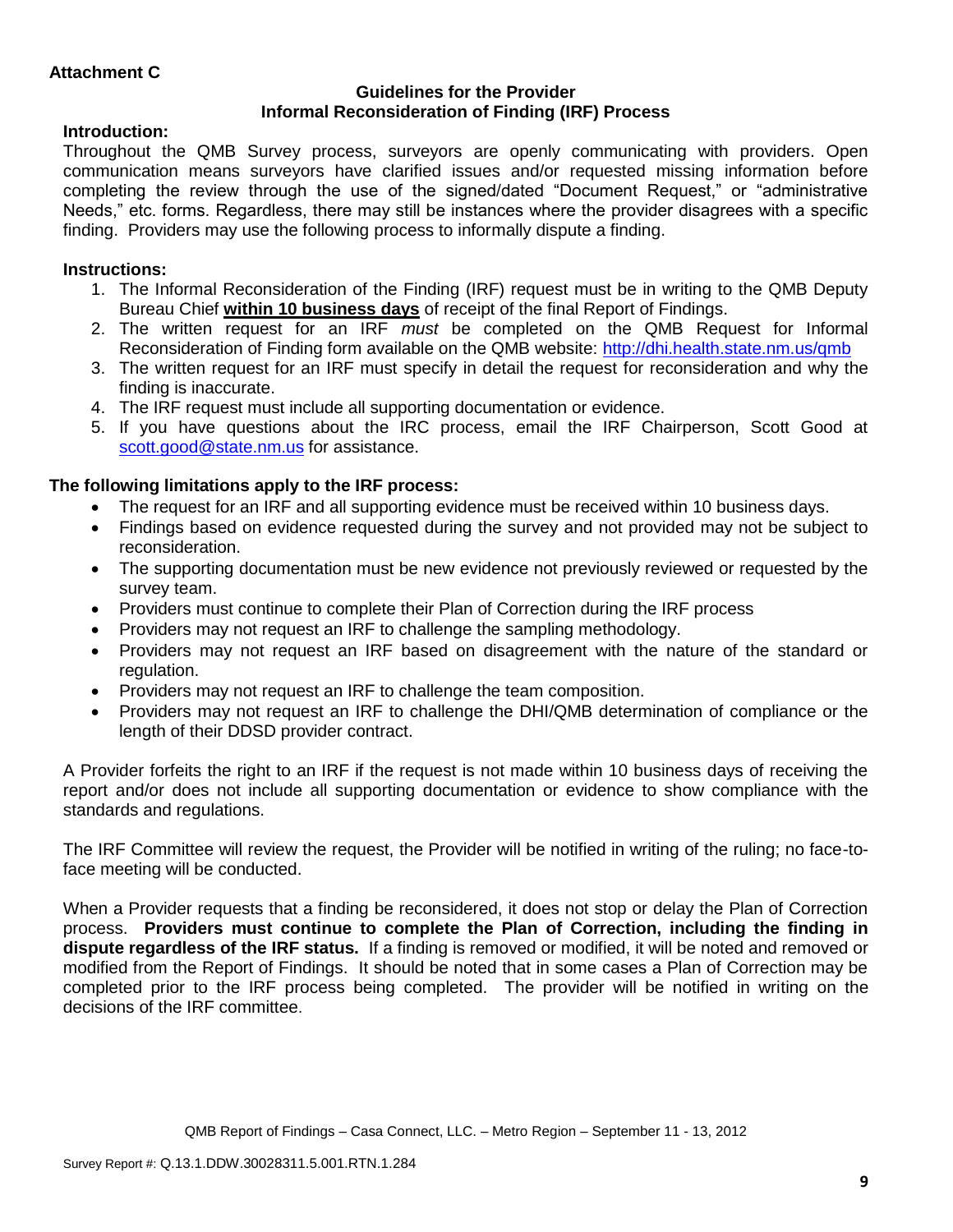**Attachment C**

**Guidelines for the Provider**
**Informal Reconsideration of Finding (IRF) Process**

**Introduction:**

Throughout the QMB Survey process, surveyors are openly communicating with providers. Open communication means surveyors have clarified issues and/or requested missing information before completing the review through the use of the signed/dated "Document Request," or "administrative Needs," etc. forms. Regardless, there may still be instances where the provider disagrees with a specific finding. Providers may use the following process to informally dispute a finding.

**Instructions:**

1. The Informal Reconsideration of the Finding (IRF) request must be in writing to the QMB Deputy Bureau Chief **within 10 business days** of receipt of the final Report of Findings.
2. The written request for an IRF *must* be completed on the QMB Request for Informal Reconsideration of Finding form available on the QMB website: http://dhi.health.state.nm.us/qmb
3. The written request for an IRF must specify in detail the request for reconsideration and why the finding is inaccurate.
4. The IRF request must include all supporting documentation or evidence.
5. If you have questions about the IRC process, email the IRF Chairperson, Scott Good at scott.good@state.nm.us for assistance.

**The following limitations apply to the IRF process:**

- The request for an IRF and all supporting evidence must be received within 10 business days.
- Findings based on evidence requested during the survey and not provided may not be subject to reconsideration.
- The supporting documentation must be new evidence not previously reviewed or requested by the survey team.
- Providers must continue to complete their Plan of Correction during the IRF process
- Providers may not request an IRF to challenge the sampling methodology.
- Providers may not request an IRF based on disagreement with the nature of the standard or regulation.
- Providers may not request an IRF to challenge the team composition.
- Providers may not request an IRF to challenge the DHI/QMB determination of compliance or the length of their DDSD provider contract.

A Provider forfeits the right to an IRF if the request is not made within 10 business days of receiving the report and/or does not include all supporting documentation or evidence to show compliance with the standards and regulations.

The IRF Committee will review the request, the Provider will be notified in writing of the ruling; no face-to-face meeting will be conducted.

When a Provider requests that a finding be reconsidered, it does not stop or delay the Plan of Correction process. **Providers must continue to complete the Plan of Correction, including the finding in dispute regardless of the IRF status.** If a finding is removed or modified, it will be noted and removed or modified from the Report of Findings. It should be noted that in some cases a Plan of Correction may be completed prior to the IRF process being completed. The provider will be notified in writing on the decisions of the IRF committee.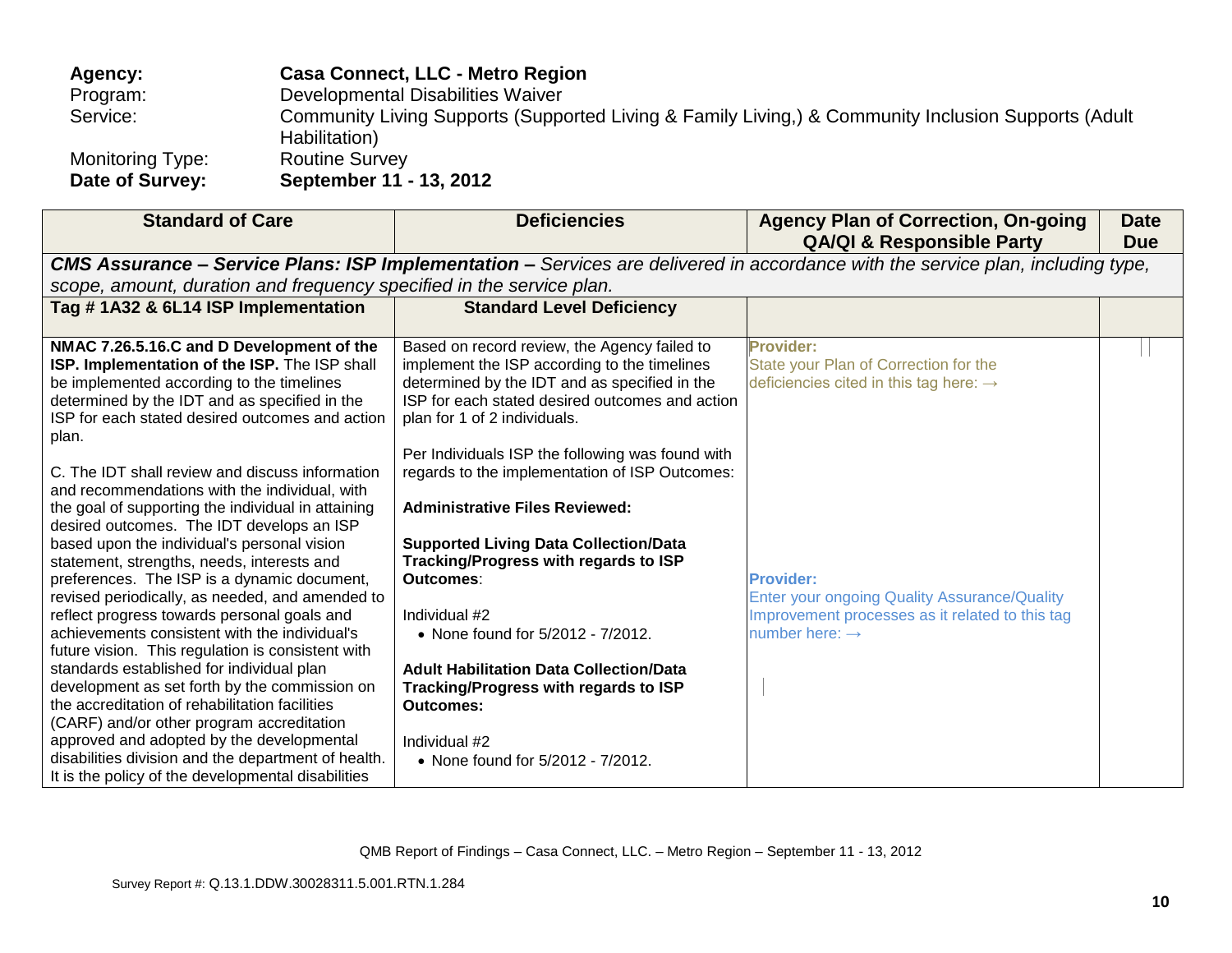**Agency:** **Casa Connect, LLC - Metro Region**
Program: Developmental Disabilities Waiver
Service: Community Living Supports (Supported Living & Family Living,) & Community Inclusion Supports (Adult Habilitation)
Monitoring Type: Routine Survey
**Date of Survey:** **September 11 - 13, 2012**

| Standard of Care | Deficiencies | Agency Plan of Correction, On-going QA/QI & Responsible Party | Date Due |
|---|---|---|---|
| ***CMS Assurance – Service Plans: ISP Implementation –*** *Services are delivered in accordance with the service plan, including type, scope, amount, duration and frequency specified in the service plan.* | | | |
| **Tag # 1A32 & 6L14 ISP Implementation** | **Standard Level Deficiency** | | |
| **NMAC 7.26.5.16.C and D Development of the ISP. Implementation of the ISP.** The ISP shall be implemented according to the timelines determined by the IDT and as specified in the ISP for each stated desired outcomes and action plan.<br><br>C. The IDT shall review and discuss information and recommendations with the individual, with the goal of supporting the individual in attaining desired outcomes. The IDT develops an ISP based upon the individual's personal vision statement, strengths, needs, interests and preferences. The ISP is a dynamic document, revised periodically, as needed, and amended to reflect progress towards personal goals and achievements consistent with the individual's future vision. This regulation is consistent with standards established for individual plan development as set forth by the commission on the accreditation of rehabilitation facilities (CARF) and/or other program accreditation approved and adopted by the developmental disabilities division and the department of health. It is the policy of the developmental disabilities | Based on record review, the Agency failed to implement the ISP according to the timelines determined by the IDT and as specified in the ISP for each stated desired outcomes and action plan for 1 of 2 individuals.<br><br>Per Individuals ISP the following was found with regards to the implementation of ISP Outcomes:<br><br>**Administrative Files Reviewed:**<br><br>**Supported Living Data Collection/Data Tracking/Progress with regards to ISP Outcomes**:<br><br>Individual #2<br>• None found for 5/2012 - 7/2012.<br><br>**Adult Habilitation Data Collection/Data Tracking/Progress with regards to ISP Outcomes:**<br><br>Individual #2<br>• None found for 5/2012 - 7/2012. | **Provider:**<br>State your Plan of Correction for the deficiencies cited in this tag here: →<br><br>**Provider:**<br>Enter your ongoing Quality Assurance/Quality Improvement processes as it related to this tag number here: → | |

QMB Report of Findings – Casa Connect, LLC. – Metro Region – September 11 - 13, 2012

Survey Report #: Q.13.1.DDW.30028311.5.001.RTN.1.284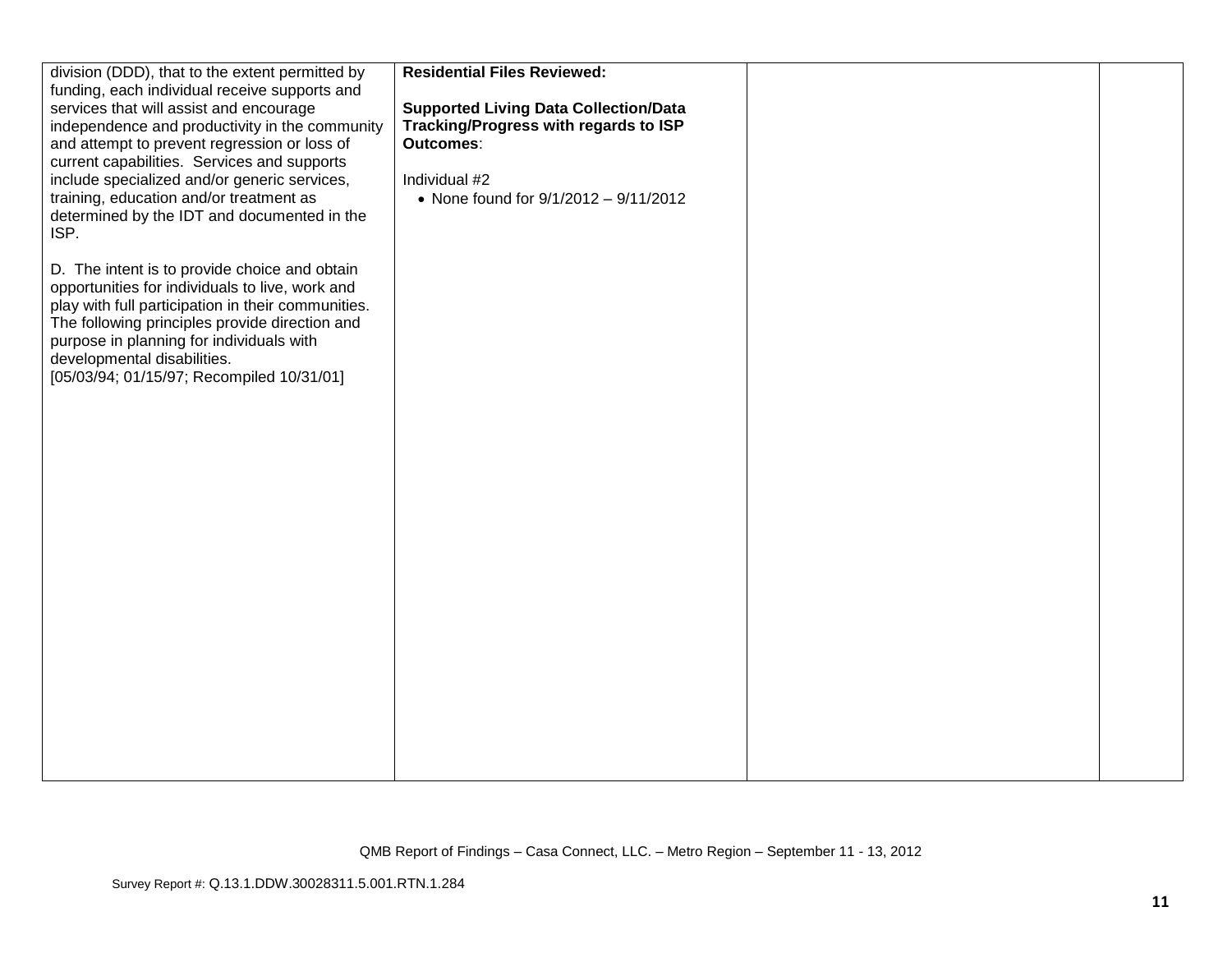| | | | |
|---|---|---|---|
| division (DDD), that to the extent permitted by funding, each individual receive supports and services that will assist and encourage independence and productivity in the community and attempt to prevent regression or loss of current capabilities. Services and supports include specialized and/or generic services, training, education and/or treatment as determined by the IDT and documented in the ISP.<br><br>D. The intent is to provide choice and obtain opportunities for individuals to live, work and play with full participation in their communities. The following principles provide direction and purpose in planning for individuals with developmental disabilities.<br>[05/03/94; 01/15/97; Recompiled 10/31/01] | **Residential Files Reviewed:**<br><br>**Supported Living Data Collection/Data Tracking/Progress with regards to ISP Outcomes**:<br><br>Individual #2<br>• None found for 9/1/2012 – 9/11/2012 | | |

QMB Report of Findings – Casa Connect, LLC. – Metro Region – September 11 - 13, 2012

Survey Report #: Q.13.1.DDW.30028311.5.001.RTN.1.284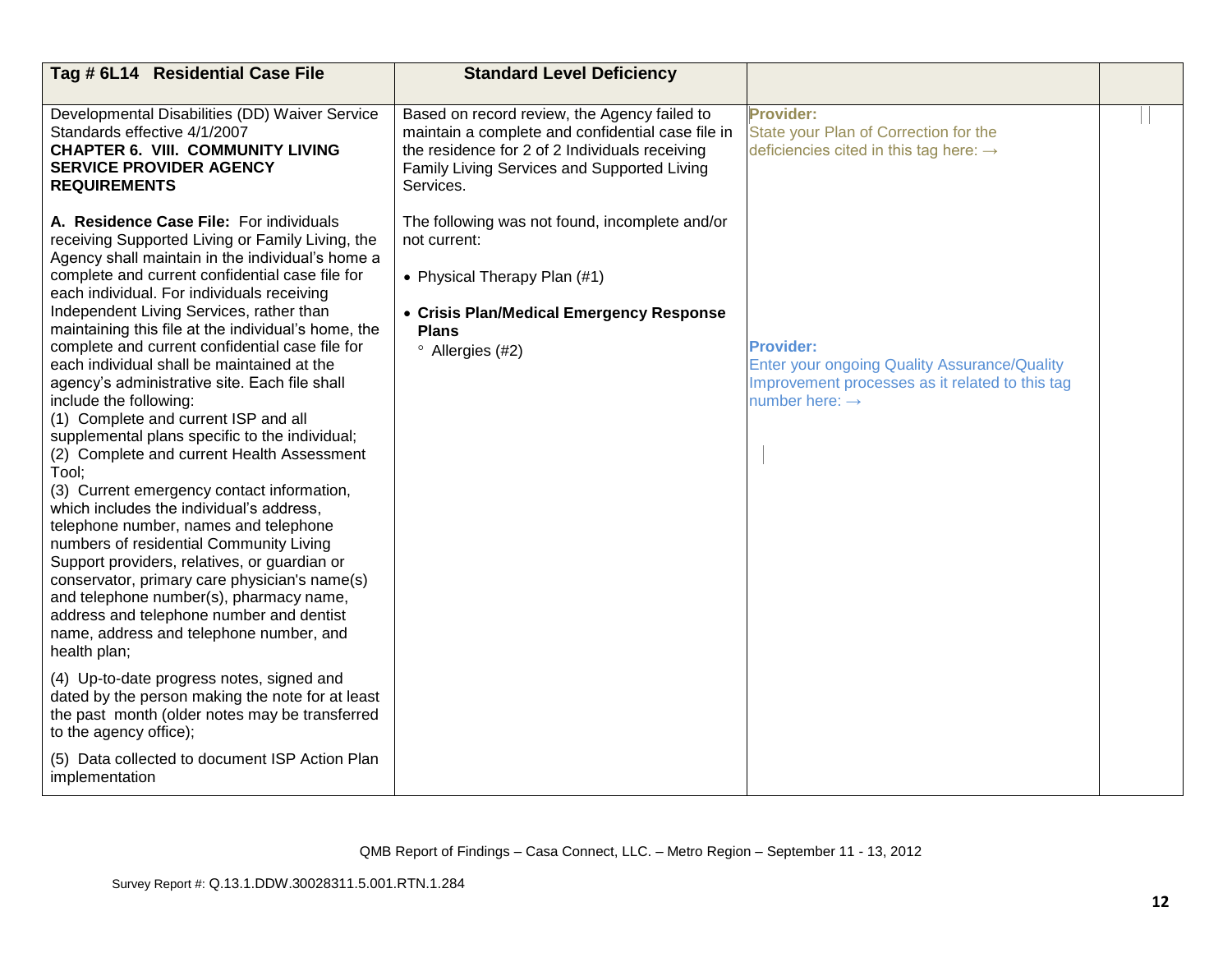| Tag # 6L14 Residential Case File | Standard Level Deficiency | | |
|---|---|---|---|
| Developmental Disabilities (DD) Waiver Service Standards effective 4/1/2007<br>**CHAPTER 6. VIII. COMMUNITY LIVING SERVICE PROVIDER AGENCY REQUIREMENTS**<br><br>**A. Residence Case File:** For individuals receiving Supported Living or Family Living, the Agency shall maintain in the individual's home a complete and current confidential case file for each individual. For individuals receiving Independent Living Services, rather than maintaining this file at the individual's home, the complete and current confidential case file for each individual shall be maintained at the agency's administrative site. Each file shall include the following:<br>(1) Complete and current ISP and all supplemental plans specific to the individual;<br>(2) Complete and current Health Assessment Tool;<br>(3) Current emergency contact information, which includes the individual's address, telephone number, names and telephone numbers of residential Community Living Support providers, relatives, or guardian or conservator, primary care physician's name(s) and telephone number(s), pharmacy name, address and telephone number and dentist name, address and telephone number, and health plan;<br><br>(4) Up-to-date progress notes, signed and dated by the person making the note for at least the past month (older notes may be transferred to the agency office);<br><br>(5) Data collected to document ISP Action Plan implementation | Based on record review, the Agency failed to maintain a complete and confidential case file in the residence for 2 of 2 Individuals receiving Family Living Services and Supported Living Services.<br><br>The following was not found, incomplete and/or not current:<br><br>• Physical Therapy Plan (#1)<br><br>• **Crisis Plan/Medical Emergency Response Plans**<br>  ◦ Allergies (#2) | **Provider:**<br>State your Plan of Correction for the deficiencies cited in this tag here: →<br><br>**Provider:**<br>Enter your ongoing Quality Assurance/Quality Improvement processes as it related to this tag number here: → | |

QMB Report of Findings – Casa Connect, LLC. – Metro Region – September 11 - 13, 2012

Survey Report #: Q.13.1.DDW.30028311.5.001.RTN.1.284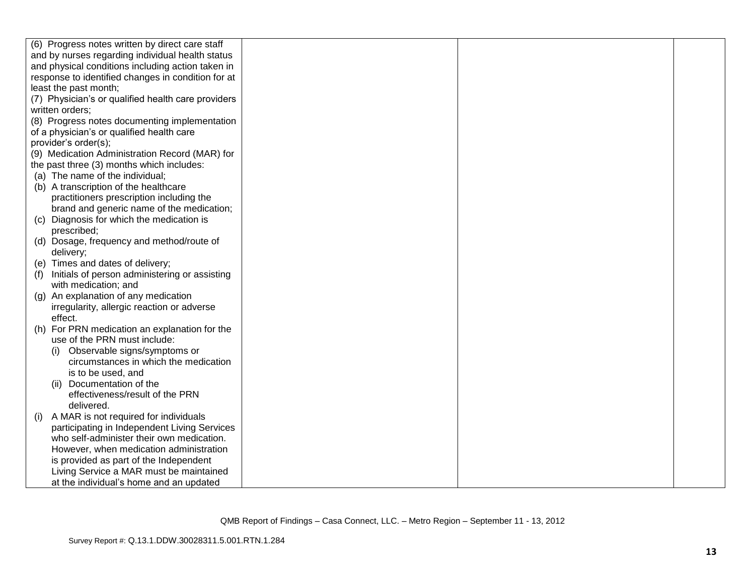| | | | |
|---|---|---|---|
| (6) Progress notes written by direct care staff and by nurses regarding individual health status and physical conditions including action taken in response to identified changes in condition for at least the past month;<br>(7) Physician's or qualified health care providers written orders;<br>(8) Progress notes documenting implementation of a physician's or qualified health care provider's order(s);<br>(9) Medication Administration Record (MAR) for the past three (3) months which includes:<br>(a) The name of the individual;<br>(b) A transcription of the healthcare practitioners prescription including the brand and generic name of the medication;<br>(c) Diagnosis for which the medication is prescribed;<br>(d) Dosage, frequency and method/route of delivery;<br>(e) Times and dates of delivery;<br>(f) Initials of person administering or assisting with medication; and<br>(g) An explanation of any medication irregularity, allergic reaction or adverse effect.<br>(h) For PRN medication an explanation for the use of the PRN must include:<br>(i) Observable signs/symptoms or circumstances in which the medication is to be used, and<br>(ii) Documentation of the effectiveness/result of the PRN delivered.<br>(i) A MAR is not required for individuals participating in Independent Living Services who self-administer their own medication. However, when medication administration is provided as part of the Independent Living Service a MAR must be maintained at the individual's home and an updated | | | |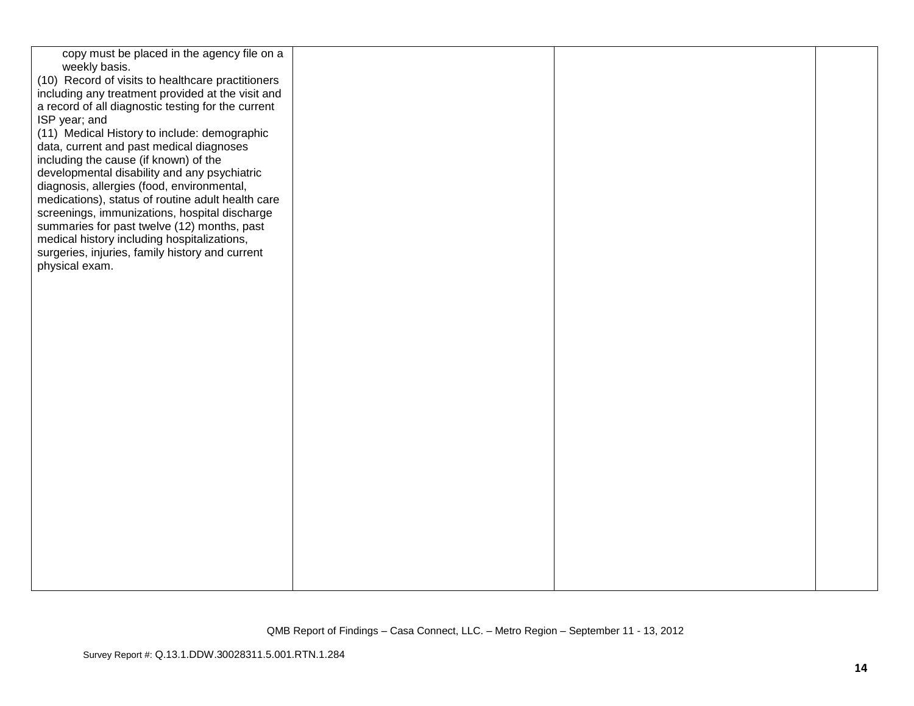| | | | |
|---|---|---|---|
| copy must be placed in the agency file on a weekly basis.<br>(10) Record of visits to healthcare practitioners including any treatment provided at the visit and a record of all diagnostic testing for the current ISP year; and<br>(11) Medical History to include: demographic data, current and past medical diagnoses including the cause (if known) of the developmental disability and any psychiatric diagnosis, allergies (food, environmental, medications), status of routine adult health care screenings, immunizations, hospital discharge summaries for past twelve (12) months, past medical history including hospitalizations, surgeries, injuries, family history and current physical exam. | | | |

QMB Report of Findings – Casa Connect, LLC. – Metro Region – September 11 - 13, 2012

Survey Report #: Q.13.1.DDW.30028311.5.001.RTN.1.284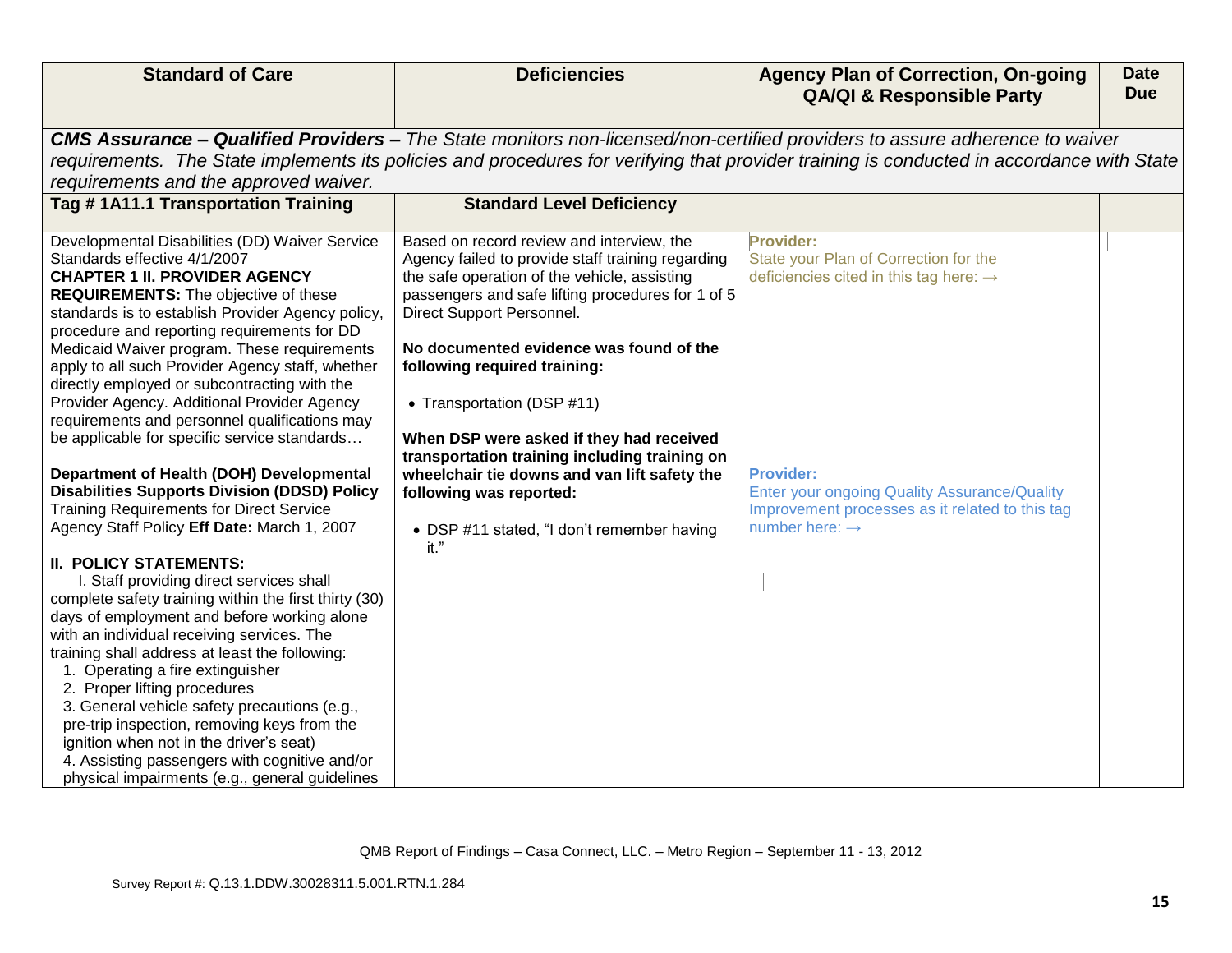| Standard of Care | Deficiencies | Agency Plan of Correction, On-going QA/QI & Responsible Party | Date Due |
|---|---|---|---|
| ***CMS Assurance – Qualified Providers –** The State monitors non-licensed/non-certified providers to assure adherence to waiver requirements. The State implements its policies and procedures for verifying that provider training is conducted in accordance with State requirements and the approved waiver.* | | | |
| **Tag # 1A11.1 Transportation Training** | **Standard Level Deficiency** | | |
| Developmental Disabilities (DD) Waiver Service Standards effective 4/1/2007<br>**CHAPTER 1 II. PROVIDER AGENCY REQUIREMENTS:** The objective of these standards is to establish Provider Agency policy, procedure and reporting requirements for DD Medicaid Waiver program. These requirements apply to all such Provider Agency staff, whether directly employed or subcontracting with the Provider Agency. Additional Provider Agency requirements and personnel qualifications may be applicable for specific service standards…<br><br>**Department of Health (DOH) Developmental Disabilities Supports Division (DDSD) Policy** Training Requirements for Direct Service Agency Staff Policy **Eff Date:** March 1, 2007<br><br>**II. POLICY STATEMENTS:**<br>I. Staff providing direct services shall complete safety training within the first thirty (30) days of employment and before working alone with an individual receiving services. The training shall address at least the following:<br>1. Operating a fire extinguisher<br>2. Proper lifting procedures<br>3. General vehicle safety precautions (e.g., pre-trip inspection, removing keys from the ignition when not in the driver's seat)<br>4. Assisting passengers with cognitive and/or physical impairments (e.g., general guidelines | Based on record review and interview, the Agency failed to provide staff training regarding the safe operation of the vehicle, assisting passengers and safe lifting procedures for 1 of 5 Direct Support Personnel.<br><br>**No documented evidence was found of the following required training:**<br><br>• Transportation (DSP #11)<br><br>**When DSP were asked if they had received transportation training including training on wheelchair tie downs and van lift safety the following was reported:**<br><br>• DSP #11 stated, "I don't remember having it." | **Provider:**<br>State your Plan of Correction for the deficiencies cited in this tag here: →<br><br>**Provider:**<br>Enter your ongoing Quality Assurance/Quality Improvement processes as it related to this tag number here: → | |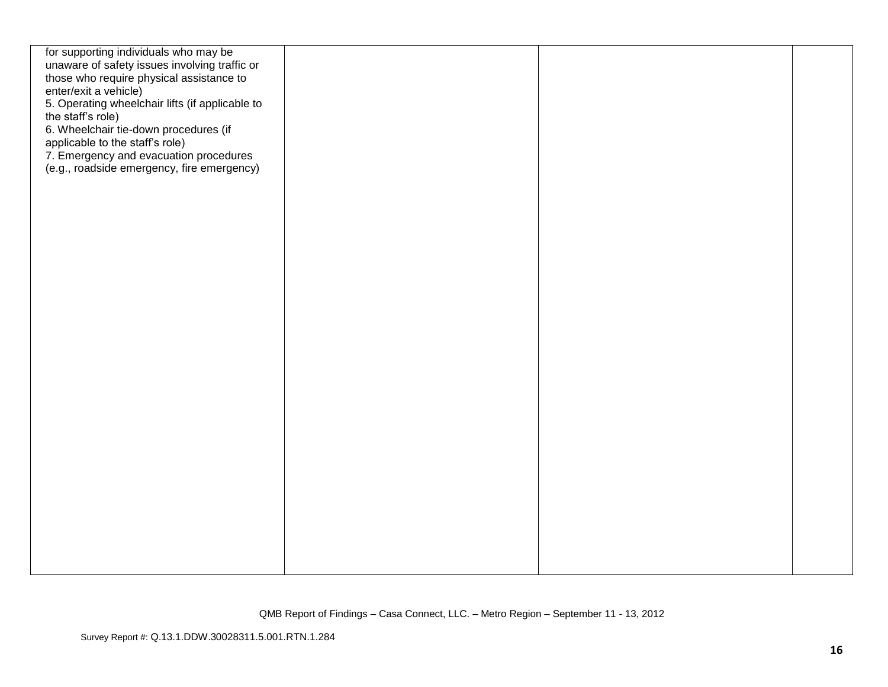| | | | |
|---|---|---|---|
| for supporting individuals who may be unaware of safety issues involving traffic or those who require physical assistance to enter/exit a vehicle)<br>5. Operating wheelchair lifts (if applicable to the staff's role)<br>6. Wheelchair tie-down procedures (if applicable to the staff's role)<br>7. Emergency and evacuation procedures (e.g., roadside emergency, fire emergency) | | | |

QMB Report of Findings – Casa Connect, LLC. – Metro Region – September 11 - 13, 2012

Survey Report #: Q.13.1.DDW.30028311.5.001.RTN.1.284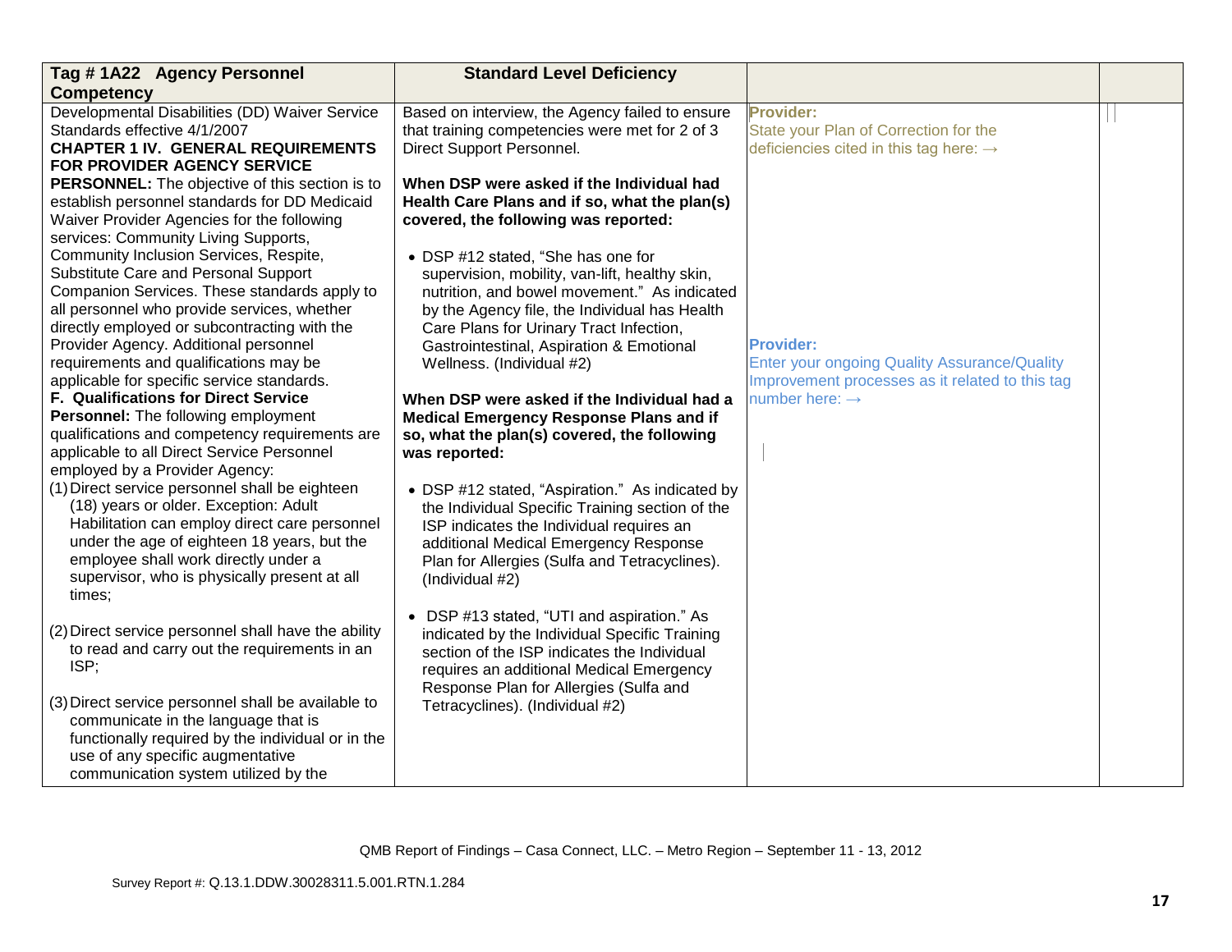| Tag # 1A22 Agency Personnel Competency | Standard Level Deficiency | | |
|---|---|---|---|
| Developmental Disabilities (DD) Waiver Service Standards effective 4/1/2007<br>**CHAPTER 1 IV. GENERAL REQUIREMENTS FOR PROVIDER AGENCY SERVICE PERSONNEL:** The objective of this section is to establish personnel standards for DD Medicaid Waiver Provider Agencies for the following services: Community Living Supports, Community Inclusion Services, Respite, Substitute Care and Personal Support Companion Services. These standards apply to all personnel who provide services, whether directly employed or subcontracting with the Provider Agency. Additional personnel requirements and qualifications may be applicable for specific service standards.<br>**F. Qualifications for Direct Service Personnel:** The following employment qualifications and competency requirements are applicable to all Direct Service Personnel employed by a Provider Agency:<br>(1) Direct service personnel shall be eighteen (18) years or older. Exception: Adult Habilitation can employ direct care personnel under the age of eighteen 18 years, but the employee shall work directly under a supervisor, who is physically present at all times;<br><br>(2) Direct service personnel shall have the ability to read and carry out the requirements in an ISP;<br><br>(3) Direct service personnel shall be available to communicate in the language that is functionally required by the individual or in the use of any specific augmentative communication system utilized by the | Based on interview, the Agency failed to ensure that training competencies were met for 2 of 3 Direct Support Personnel.<br><br>**When DSP were asked if the Individual had Health Care Plans and if so, what the plan(s) covered, the following was reported:**<br><br>• DSP #12 stated, "She has one for supervision, mobility, van-lift, healthy skin, nutrition, and bowel movement." As indicated by the Agency file, the Individual has Health Care Plans for Urinary Tract Infection, Gastrointestinal, Aspiration & Emotional Wellness. (Individual #2)<br><br>**When DSP were asked if the Individual had a Medical Emergency Response Plans and if so, what the plan(s) covered, the following was reported:**<br><br>• DSP #12 stated, "Aspiration." As indicated by the Individual Specific Training section of the ISP indicates the Individual requires an additional Medical Emergency Response Plan for Allergies (Sulfa and Tetracyclines). (Individual #2)<br><br>• DSP #13 stated, "UTI and aspiration." As indicated by the Individual Specific Training section of the ISP indicates the Individual requires an additional Medical Emergency Response Plan for Allergies (Sulfa and Tetracyclines). (Individual #2) | **Provider:**<br>State your Plan of Correction for the deficiencies cited in this tag here: →<br><br><br><br><br><br><br><br><br>**Provider:**<br>Enter your ongoing Quality Assurance/Quality Improvement processes as it related to this tag number here: → | |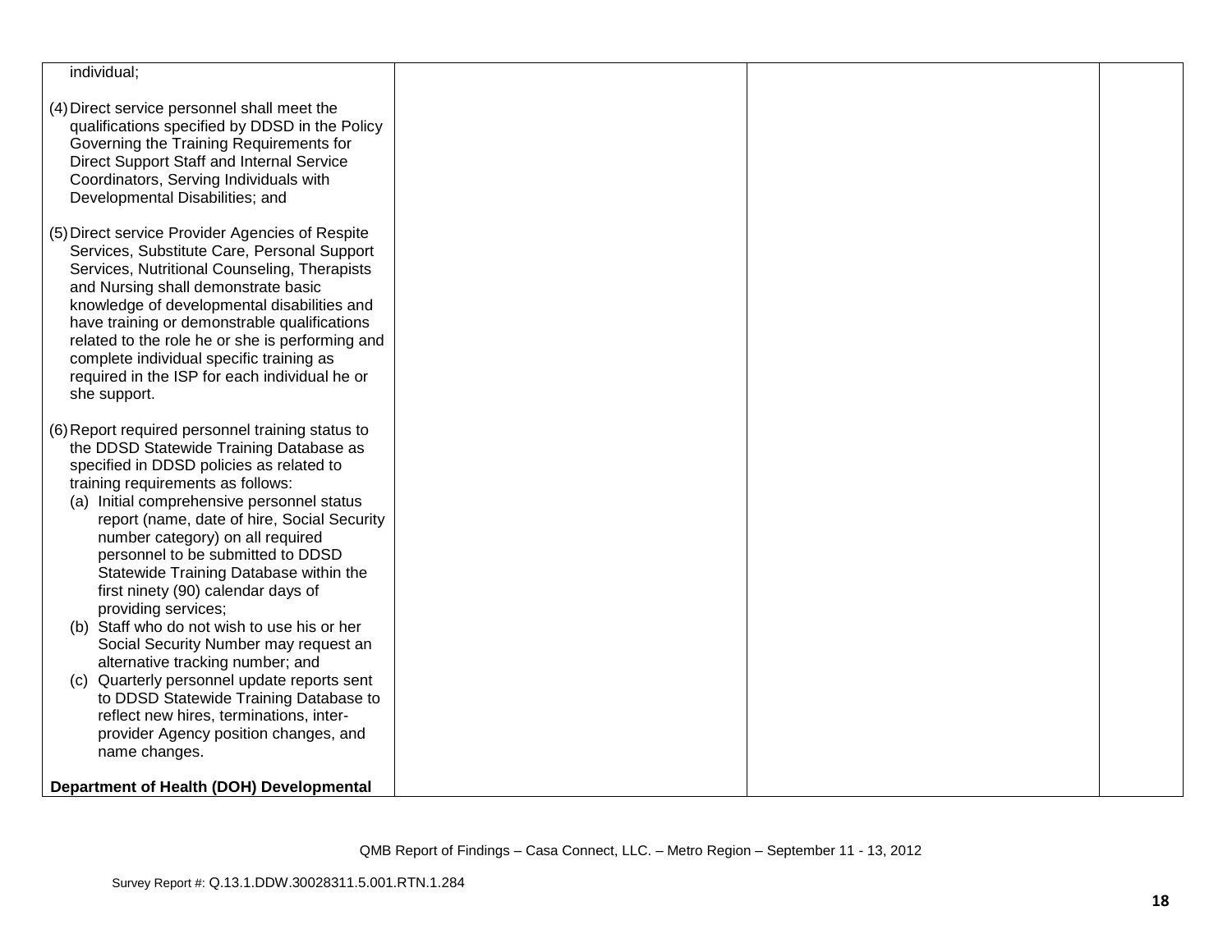| | | | |
|---|---|---|---|
| individual;<br><br>(4) Direct service personnel shall meet the qualifications specified by DDSD in the Policy Governing the Training Requirements for Direct Support Staff and Internal Service Coordinators, Serving Individuals with Developmental Disabilities; and<br><br>(5) Direct service Provider Agencies of Respite Services, Substitute Care, Personal Support Services, Nutritional Counseling, Therapists and Nursing shall demonstrate basic knowledge of developmental disabilities and have training or demonstrable qualifications related to the role he or she is performing and complete individual specific training as required in the ISP for each individual he or she support.<br><br>(6) Report required personnel training status to the DDSD Statewide Training Database as specified in DDSD policies as related to training requirements as follows:<br>(a) Initial comprehensive personnel status report (name, date of hire, Social Security number category) on all required personnel to be submitted to DDSD Statewide Training Database within the first ninety (90) calendar days of providing services;<br>(b) Staff who do not wish to use his or her Social Security Number may request an alternative tracking number; and<br>(c) Quarterly personnel update reports sent to DDSD Statewide Training Database to reflect new hires, terminations, inter-provider Agency position changes, and name changes.<br><br>**Department of Health (DOH) Developmental** | | | |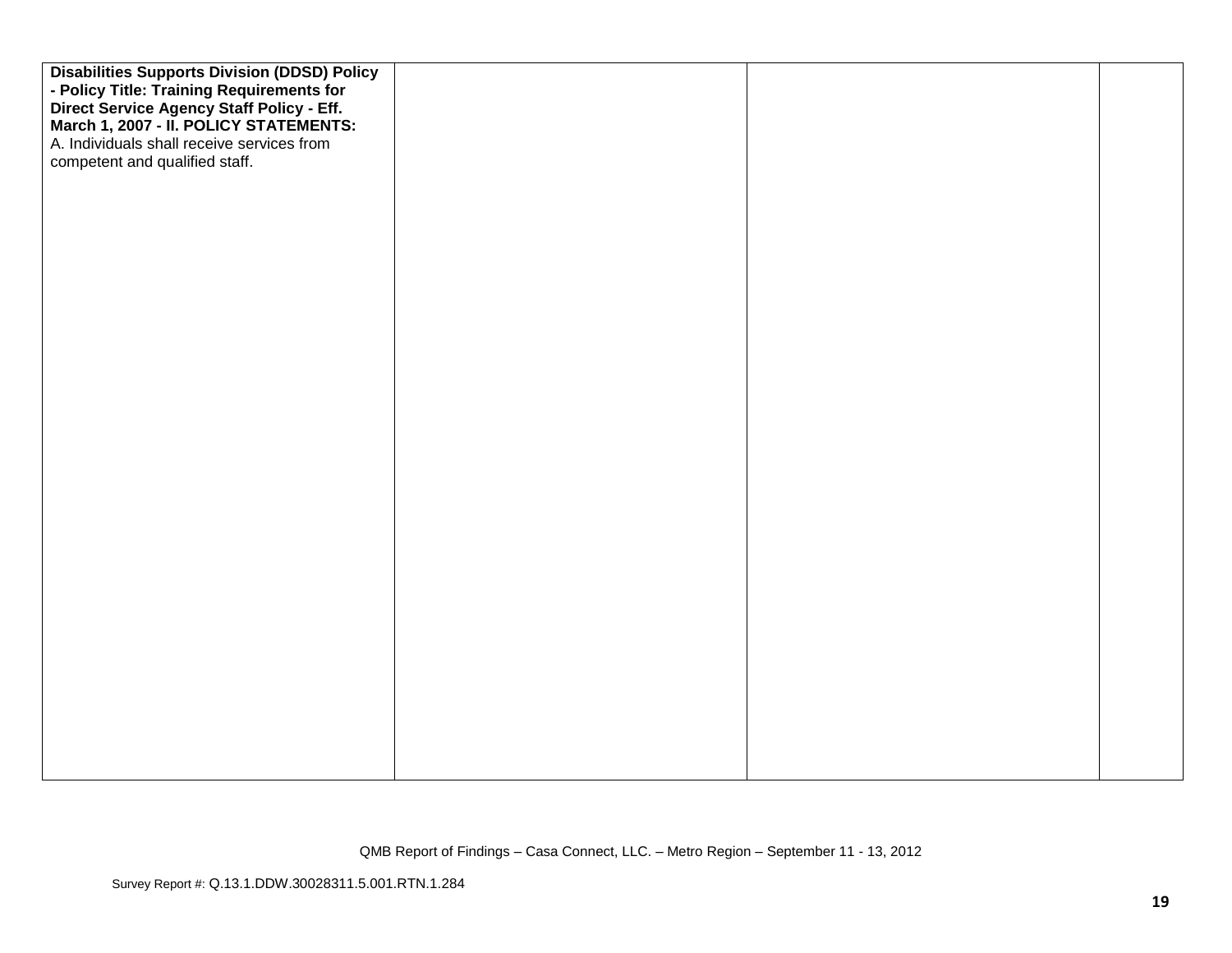| | | | |
|---|---|---|---|
| **Disabilities Supports Division (DDSD) Policy - Policy Title: Training Requirements for Direct Service Agency Staff Policy - Eff. March 1, 2007 - II. POLICY STATEMENTS:**<br>A. Individuals shall receive services from competent and qualified staff. | | | |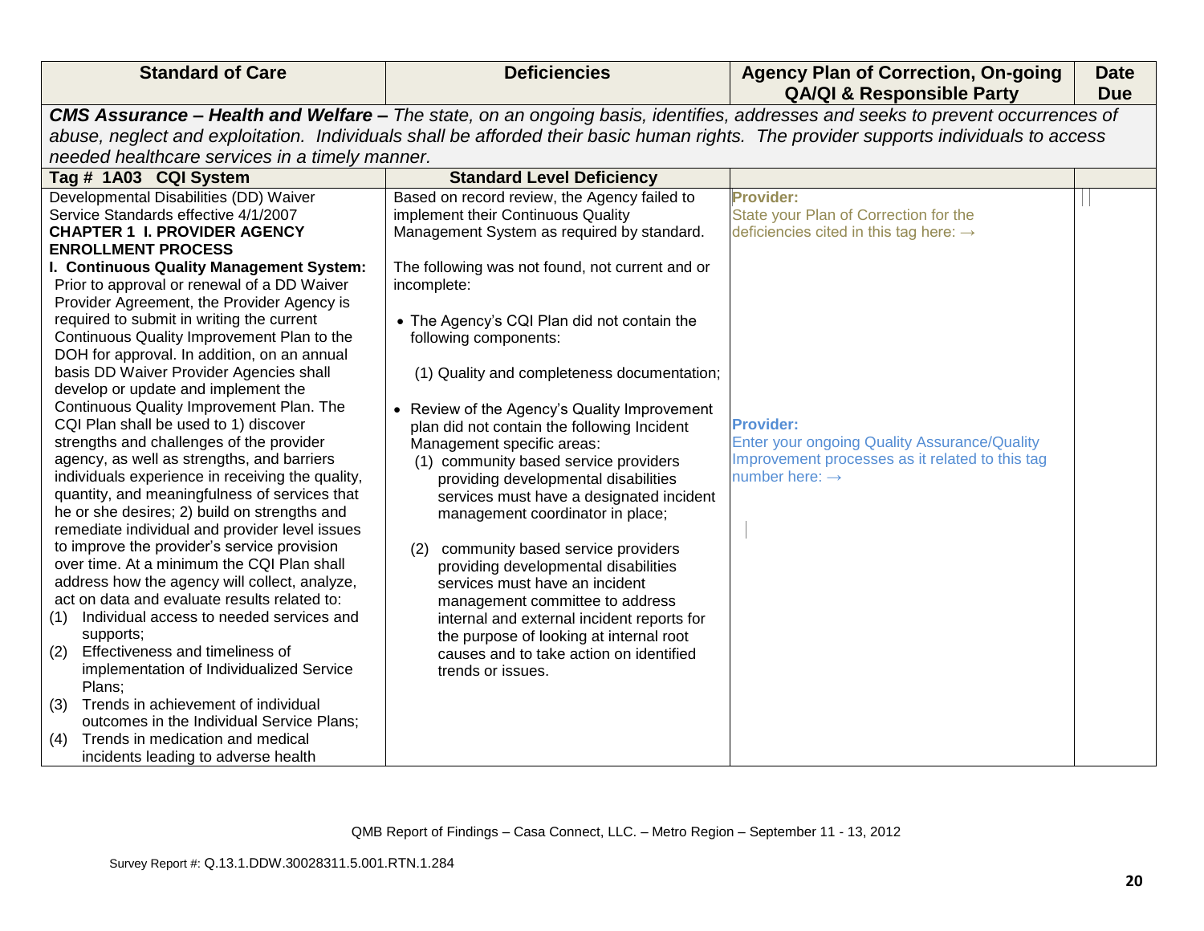| Standard of Care | Deficiencies | Agency Plan of Correction, On-going QA/QI & Responsible Party | Date Due |
|---|---|---|---|
| ***CMS Assurance – Health and Welfare –** The state, on an ongoing basis, identifies, addresses and seeks to prevent occurrences of abuse, neglect and exploitation. Individuals shall be afforded their basic human rights. The provider supports individuals to access needed healthcare services in a timely manner.* | | | |
| **Tag # 1A03 CQI System** | **Standard Level Deficiency** | | |
| Developmental Disabilities (DD) Waiver Service Standards effective 4/1/2007 **CHAPTER 1 I. PROVIDER AGENCY ENROLLMENT PROCESS** **I. Continuous Quality Management System:** Prior to approval or renewal of a DD Waiver Provider Agreement, the Provider Agency is required to submit in writing the current Continuous Quality Improvement Plan to the DOH for approval. In addition, on an annual basis DD Waiver Provider Agencies shall develop or update and implement the Continuous Quality Improvement Plan. The CQI Plan shall be used to 1) discover strengths and challenges of the provider agency, as well as strengths, and barriers individuals experience in receiving the quality, quantity, and meaningfulness of services that he or she desires; 2) build on strengths and remediate individual and provider level issues to improve the provider's service provision over time. At a minimum the CQI Plan shall address how the agency will collect, analyze, act on data and evaluate results related to: (1) Individual access to needed services and supports; (2) Effectiveness and timeliness of implementation of Individualized Service Plans; (3) Trends in achievement of individual outcomes in the Individual Service Plans; (4) Trends in medication and medical incidents leading to adverse health | Based on record review, the Agency failed to implement their Continuous Quality Management System as required by standard. The following was not found, not current and or incomplete: • The Agency's CQI Plan did not contain the following components: (1) Quality and completeness documentation; • Review of the Agency's Quality Improvement plan did not contain the following Incident Management specific areas: (1) community based service providers providing developmental disabilities services must have a designated incident management coordinator in place; (2) community based service providers providing developmental disabilities services must have an incident management committee to address internal and external incident reports for the purpose of looking at internal root causes and to take action on identified trends or issues. | **Provider:** State your Plan of Correction for the deficiencies cited in this tag here: → **Provider:** Enter your ongoing Quality Assurance/Quality Improvement processes as it related to this tag number here: → | |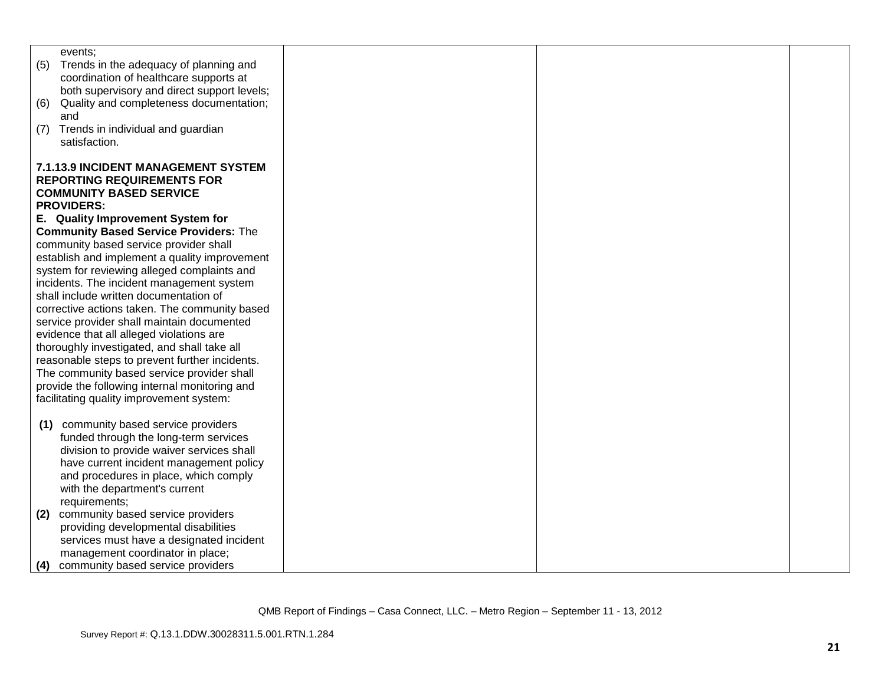| | | | |
|---|---|---|---|
| events;<br>(5) Trends in the adequacy of planning and coordination of healthcare supports at both supervisory and direct support levels;<br>(6) Quality and completeness documentation; and<br>(7) Trends in individual and guardian satisfaction.<br><br>**7.1.13.9 INCIDENT MANAGEMENT SYSTEM REPORTING REQUIREMENTS FOR COMMUNITY BASED SERVICE PROVIDERS:**<br>**E. Quality Improvement System for Community Based Service Providers:** The community based service provider shall establish and implement a quality improvement system for reviewing alleged complaints and incidents. The incident management system shall include written documentation of corrective actions taken. The community based service provider shall maintain documented evidence that all alleged violations are thoroughly investigated, and shall take all reasonable steps to prevent further incidents. The community based service provider shall provide the following internal monitoring and facilitating quality improvement system:<br><br>**(1)** community based service providers funded through the long-term services division to provide waiver services shall have current incident management policy and procedures in place, which comply with the department's current requirements;<br>**(2)** community based service providers providing developmental disabilities services must have a designated incident management coordinator in place;<br>**(4)** community based service providers | | | |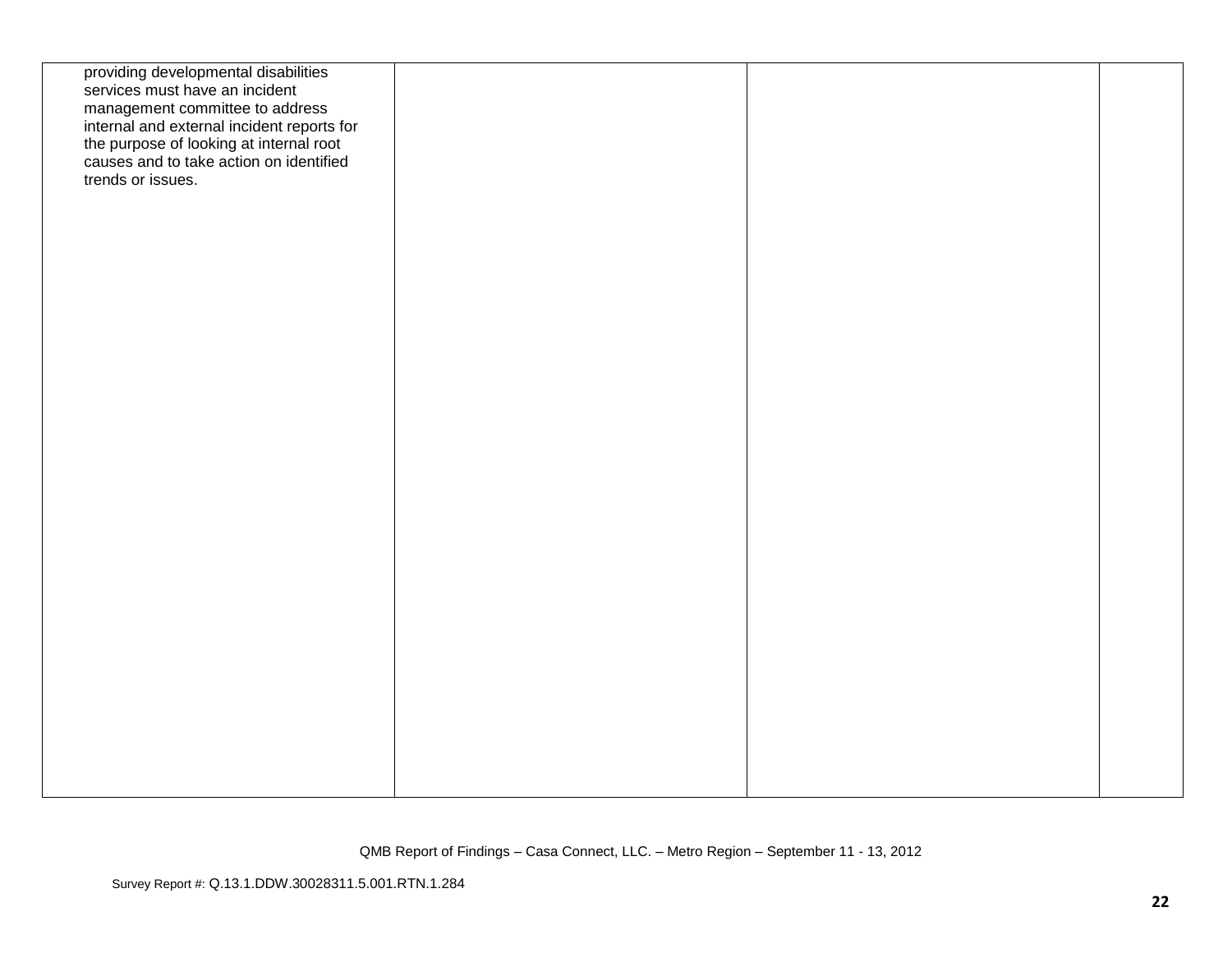| | | | |
|---|---|---|---|
| providing developmental disabilities services must have an incident management committee to address internal and external incident reports for the purpose of looking at internal root causes and to take action on identified trends or issues. | | | |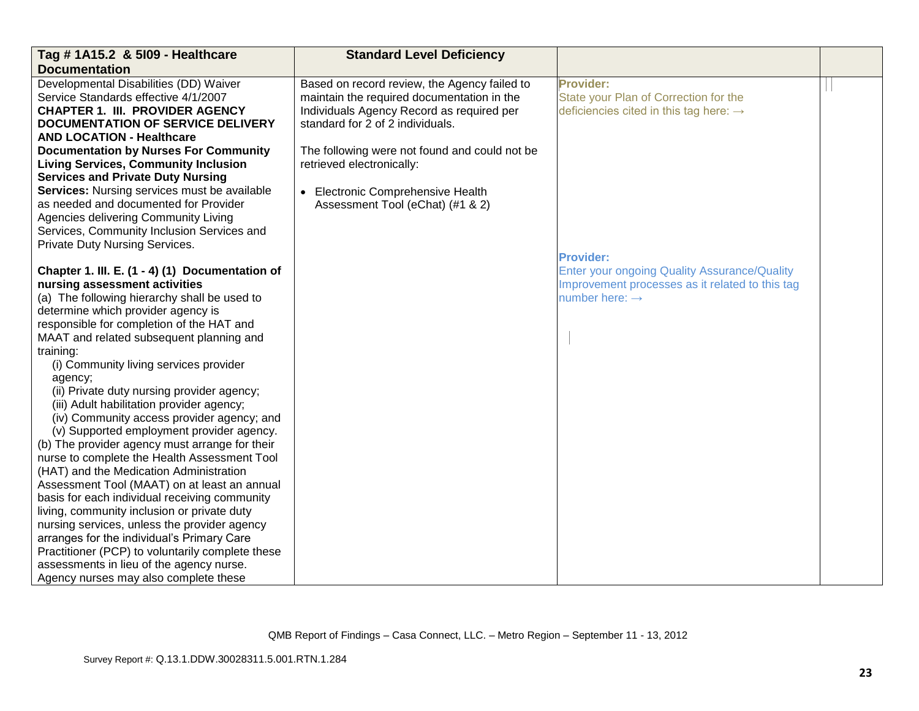| Tag # 1A15.2 & 5I09 - Healthcare Documentation | Standard Level Deficiency | | |
|---|---|---|---|
| Developmental Disabilities (DD) Waiver Service Standards effective 4/1/2007 **CHAPTER 1. III. PROVIDER AGENCY DOCUMENTATION OF SERVICE DELIVERY AND LOCATION - Healthcare Documentation by Nurses For Community Living Services, Community Inclusion Services and Private Duty Nursing Services:** Nursing services must be available as needed and documented for Provider Agencies delivering Community Living Services, Community Inclusion Services and Private Duty Nursing Services.<br><br>**Chapter 1. III. E. (1 - 4) (1) Documentation of nursing assessment activities**<br>(a) The following hierarchy shall be used to determine which provider agency is responsible for completion of the HAT and MAAT and related subsequent planning and training:<br>(i) Community living services provider agency;<br>(ii) Private duty nursing provider agency;<br>(iii) Adult habilitation provider agency;<br>(iv) Community access provider agency; and<br>(v) Supported employment provider agency.<br>(b) The provider agency must arrange for their nurse to complete the Health Assessment Tool (HAT) and the Medication Administration Assessment Tool (MAAT) on at least an annual basis for each individual receiving community living, community inclusion or private duty nursing services, unless the provider agency arranges for the individual's Primary Care Practitioner (PCP) to voluntarily complete these assessments in lieu of the agency nurse. Agency nurses may also complete these | Based on record review, the Agency failed to maintain the required documentation in the Individuals Agency Record as required per standard for 2 of 2 individuals.<br><br>The following were not found and could not be retrieved electronically:<br><br>• Electronic Comprehensive Health Assessment Tool (eChat) (#1 & 2) | **Provider:**<br>State your Plan of Correction for the deficiencies cited in this tag here: →<br><br><br><br><br><br><br>**Provider:**<br>Enter your ongoing Quality Assurance/Quality Improvement processes as it related to this tag number here: → | |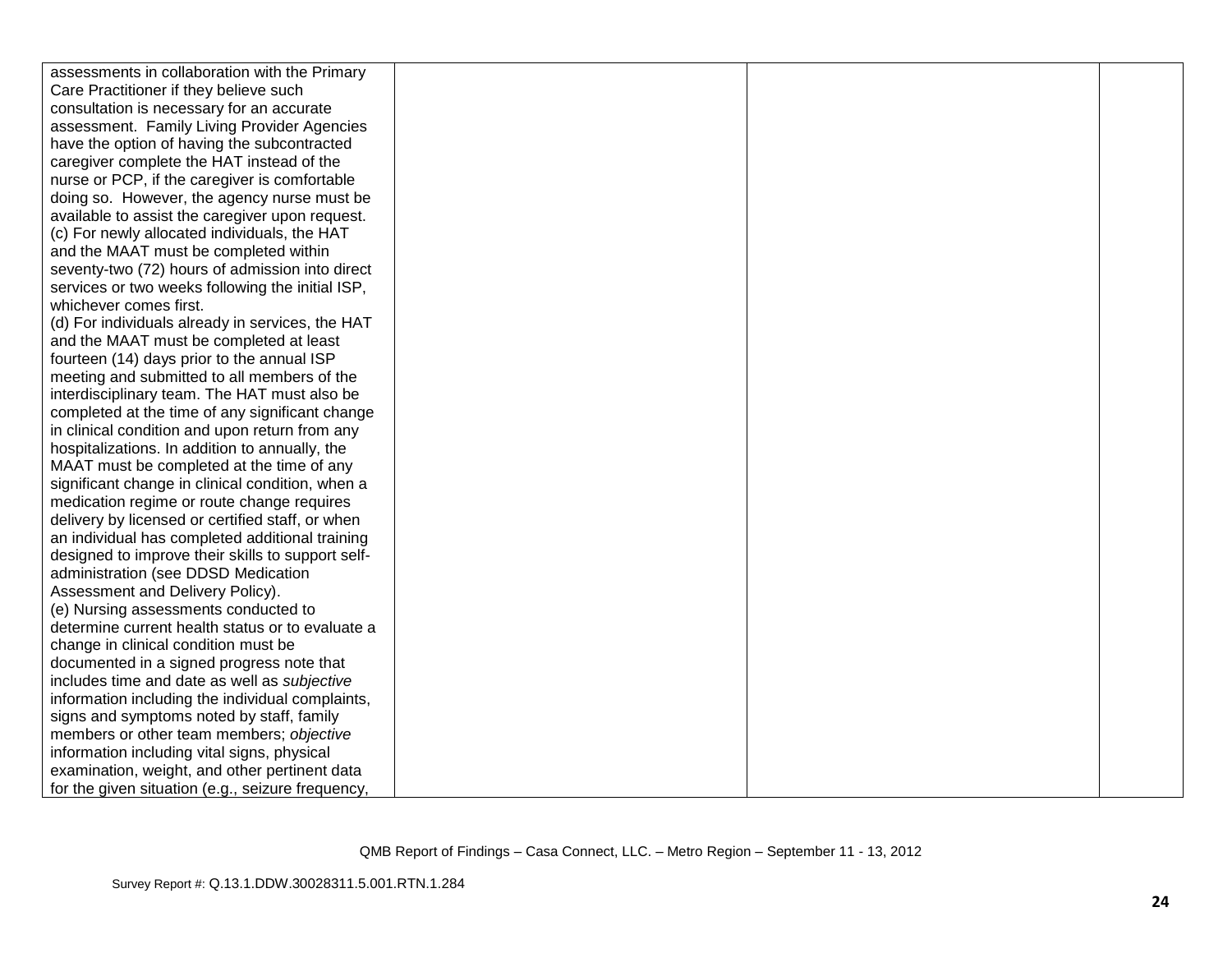| | | | |
|---|---|---|---|
| assessments in collaboration with the Primary Care Practitioner if they believe such consultation is necessary for an accurate assessment. Family Living Provider Agencies have the option of having the subcontracted caregiver complete the HAT instead of the nurse or PCP, if the caregiver is comfortable doing so. However, the agency nurse must be available to assist the caregiver upon request.<br>(c) For newly allocated individuals, the HAT and the MAAT must be completed within seventy-two (72) hours of admission into direct services or two weeks following the initial ISP, whichever comes first.<br>(d) For individuals already in services, the HAT and the MAAT must be completed at least fourteen (14) days prior to the annual ISP meeting and submitted to all members of the interdisciplinary team. The HAT must also be completed at the time of any significant change in clinical condition and upon return from any hospitalizations. In addition to annually, the MAAT must be completed at the time of any significant change in clinical condition, when a medication regime or route change requires delivery by licensed or certified staff, or when an individual has completed additional training designed to improve their skills to support self-administration (see DDSD Medication Assessment and Delivery Policy).<br>(e) Nursing assessments conducted to determine current health status or to evaluate a change in clinical condition must be documented in a signed progress note that includes time and date as well as *subjective* information including the individual complaints, signs and symptoms noted by staff, family members or other team members; *objective* information including vital signs, physical examination, weight, and other pertinent data for the given situation (e.g., seizure frequency, | | | |

QMB Report of Findings – Casa Connect, LLC. – Metro Region – September 11 - 13, 2012

Survey Report #: Q.13.1.DDW.30028311.5.001.RTN.1.284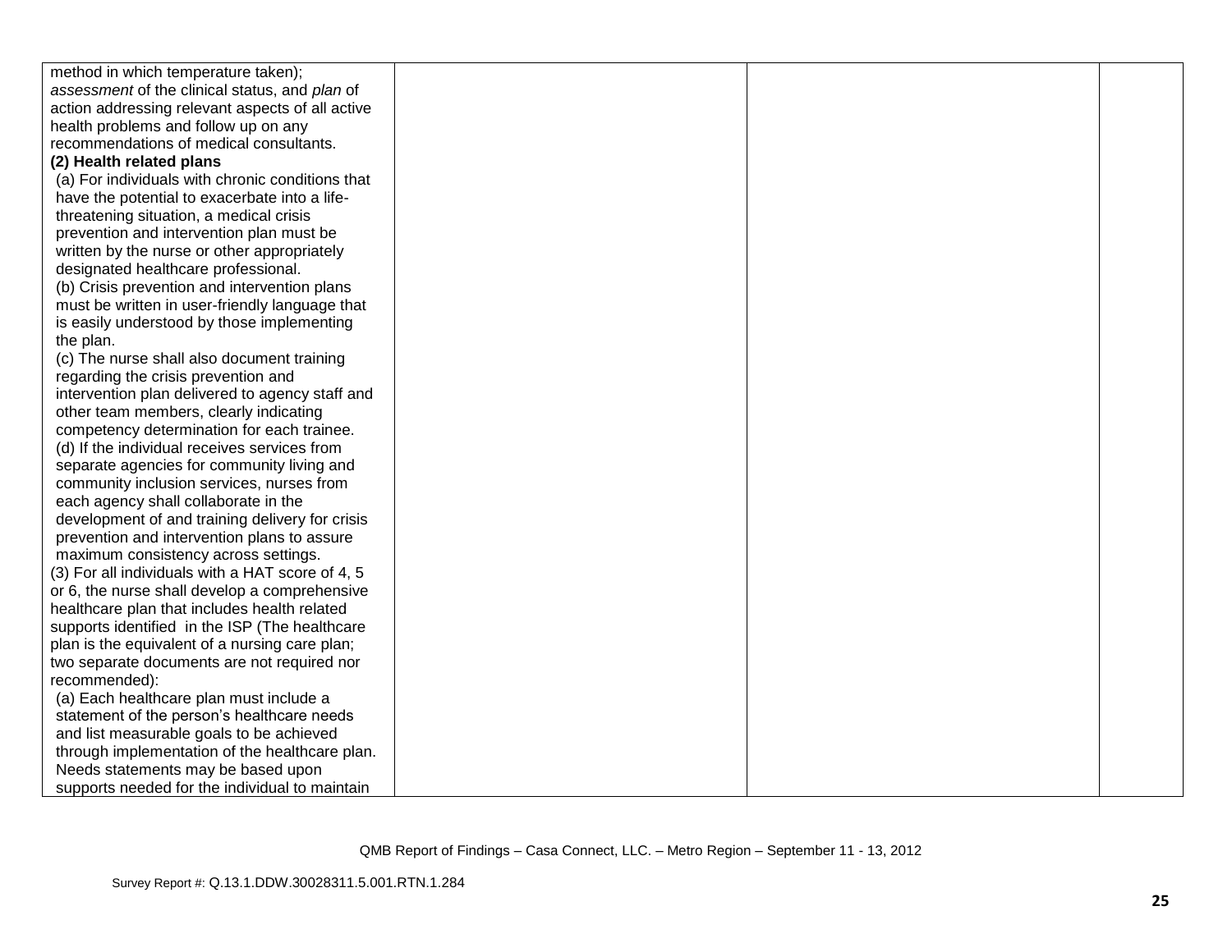| | | | |
|---|---|---|---|
| method in which temperature taken); *assessment* of the clinical status, and *plan* of action addressing relevant aspects of all active health problems and follow up on any recommendations of medical consultants.<br>**(2) Health related plans**<br>(a) For individuals with chronic conditions that have the potential to exacerbate into a life-threatening situation, a medical crisis prevention and intervention plan must be written by the nurse or other appropriately designated healthcare professional.<br>(b) Crisis prevention and intervention plans must be written in user-friendly language that is easily understood by those implementing the plan.<br>(c) The nurse shall also document training regarding the crisis prevention and intervention plan delivered to agency staff and other team members, clearly indicating competency determination for each trainee.<br>(d) If the individual receives services from separate agencies for community living and community inclusion services, nurses from each agency shall collaborate in the development of and training delivery for crisis prevention and intervention plans to assure maximum consistency across settings.<br>(3) For all individuals with a HAT score of 4, 5 or 6, the nurse shall develop a comprehensive healthcare plan that includes health related supports identified in the ISP (The healthcare plan is the equivalent of a nursing care plan; two separate documents are not required nor recommended):<br>(a) Each healthcare plan must include a statement of the person's healthcare needs and list measurable goals to be achieved through implementation of the healthcare plan. Needs statements may be based upon supports needed for the individual to maintain | | | |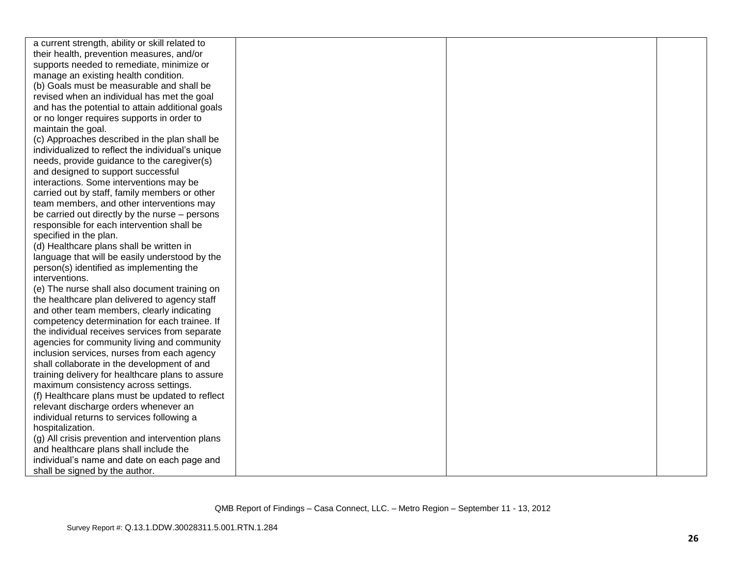| | | | |
|---|---|---|---|
| a current strength, ability or skill related to their health, prevention measures, and/or supports needed to remediate, minimize or manage an existing health condition.<br>(b) Goals must be measurable and shall be revised when an individual has met the goal and has the potential to attain additional goals or no longer requires supports in order to maintain the goal.<br>(c) Approaches described in the plan shall be individualized to reflect the individual's unique needs, provide guidance to the caregiver(s) and designed to support successful interactions. Some interventions may be carried out by staff, family members or other team members, and other interventions may be carried out directly by the nurse – persons responsible for each intervention shall be specified in the plan.<br>(d) Healthcare plans shall be written in language that will be easily understood by the person(s) identified as implementing the interventions.<br>(e) The nurse shall also document training on the healthcare plan delivered to agency staff and other team members, clearly indicating competency determination for each trainee. If the individual receives services from separate agencies for community living and community inclusion services, nurses from each agency shall collaborate in the development of and training delivery for healthcare plans to assure maximum consistency across settings.<br>(f) Healthcare plans must be updated to reflect relevant discharge orders whenever an individual returns to services following a hospitalization.<br>(g) All crisis prevention and intervention plans and healthcare plans shall include the individual's name and date on each page and shall be signed by the author. | | | |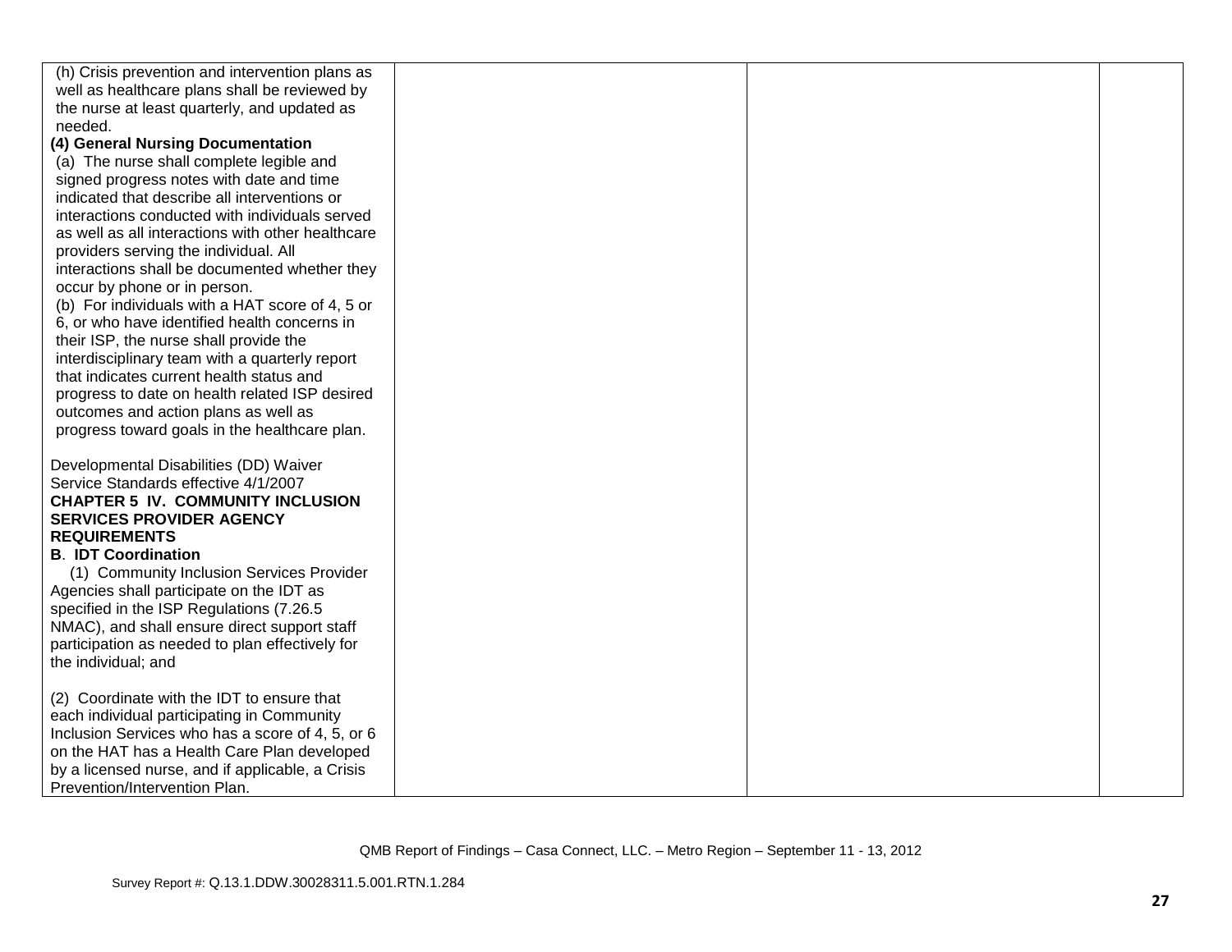| | | | |
|---|---|---|---|
| (h) Crisis prevention and intervention plans as well as healthcare plans shall be reviewed by the nurse at least quarterly, and updated as needed.<br>**(4) General Nursing Documentation**<br>(a) The nurse shall complete legible and signed progress notes with date and time indicated that describe all interventions or interactions conducted with individuals served as well as all interactions with other healthcare providers serving the individual. All interactions shall be documented whether they occur by phone or in person.<br>(b) For individuals with a HAT score of 4, 5 or 6, or who have identified health concerns in their ISP, the nurse shall provide the interdisciplinary team with a quarterly report that indicates current health status and progress to date on health related ISP desired outcomes and action plans as well as progress toward goals in the healthcare plan.<br><br>Developmental Disabilities (DD) Waiver Service Standards effective 4/1/2007<br>**CHAPTER 5 IV. COMMUNITY INCLUSION SERVICES PROVIDER AGENCY REQUIREMENTS**<br>**B. IDT Coordination**<br>(1) Community Inclusion Services Provider Agencies shall participate on the IDT as specified in the ISP Regulations (7.26.5 NMAC), and shall ensure direct support staff participation as needed to plan effectively for the individual; and<br><br>(2) Coordinate with the IDT to ensure that each individual participating in Community Inclusion Services who has a score of 4, 5, or 6 on the HAT has a Health Care Plan developed by a licensed nurse, and if applicable, a Crisis Prevention/Intervention Plan. | | | |

QMB Report of Findings – Casa Connect, LLC. – Metro Region – September 11 - 13, 2012

Survey Report #: Q.13.1.DDW.30028311.5.001.RTN.1.284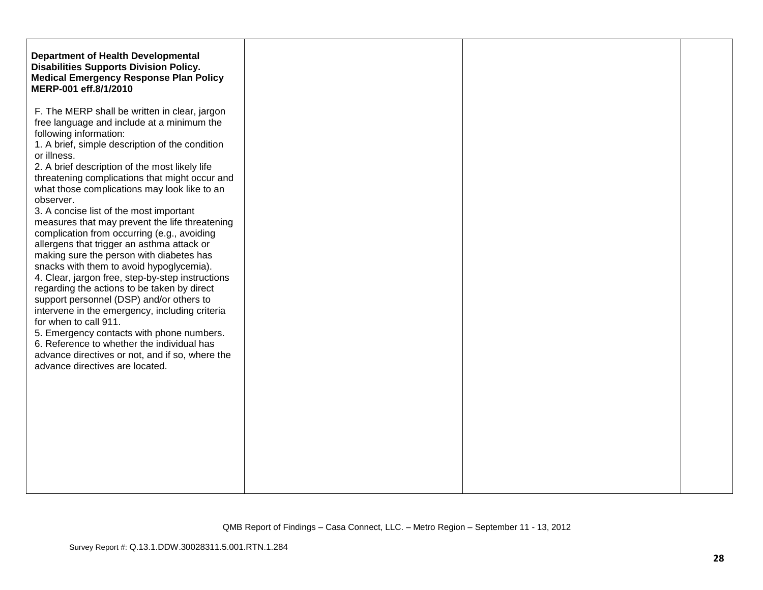| | | | |
|---|---|---|---|
| **Department of Health Developmental Disabilities Supports Division Policy. Medical Emergency Response Plan Policy MERP-001 eff.8/1/2010**<br><br>F. The MERP shall be written in clear, jargon free language and include at a minimum the following information:<br>1. A brief, simple description of the condition or illness.<br>2. A brief description of the most likely life threatening complications that might occur and what those complications may look like to an observer.<br>3. A concise list of the most important measures that may prevent the life threatening complication from occurring (e.g., avoiding allergens that trigger an asthma attack or making sure the person with diabetes has snacks with them to avoid hypoglycemia).<br>4. Clear, jargon free, step-by-step instructions regarding the actions to be taken by direct support personnel (DSP) and/or others to intervene in the emergency, including criteria for when to call 911.<br>5. Emergency contacts with phone numbers.<br>6. Reference to whether the individual has advance directives or not, and if so, where the advance directives are located. | | | |

QMB Report of Findings – Casa Connect, LLC. – Metro Region – September 11 - 13, 2012

Survey Report #: Q.13.1.DDW.30028311.5.001.RTN.1.284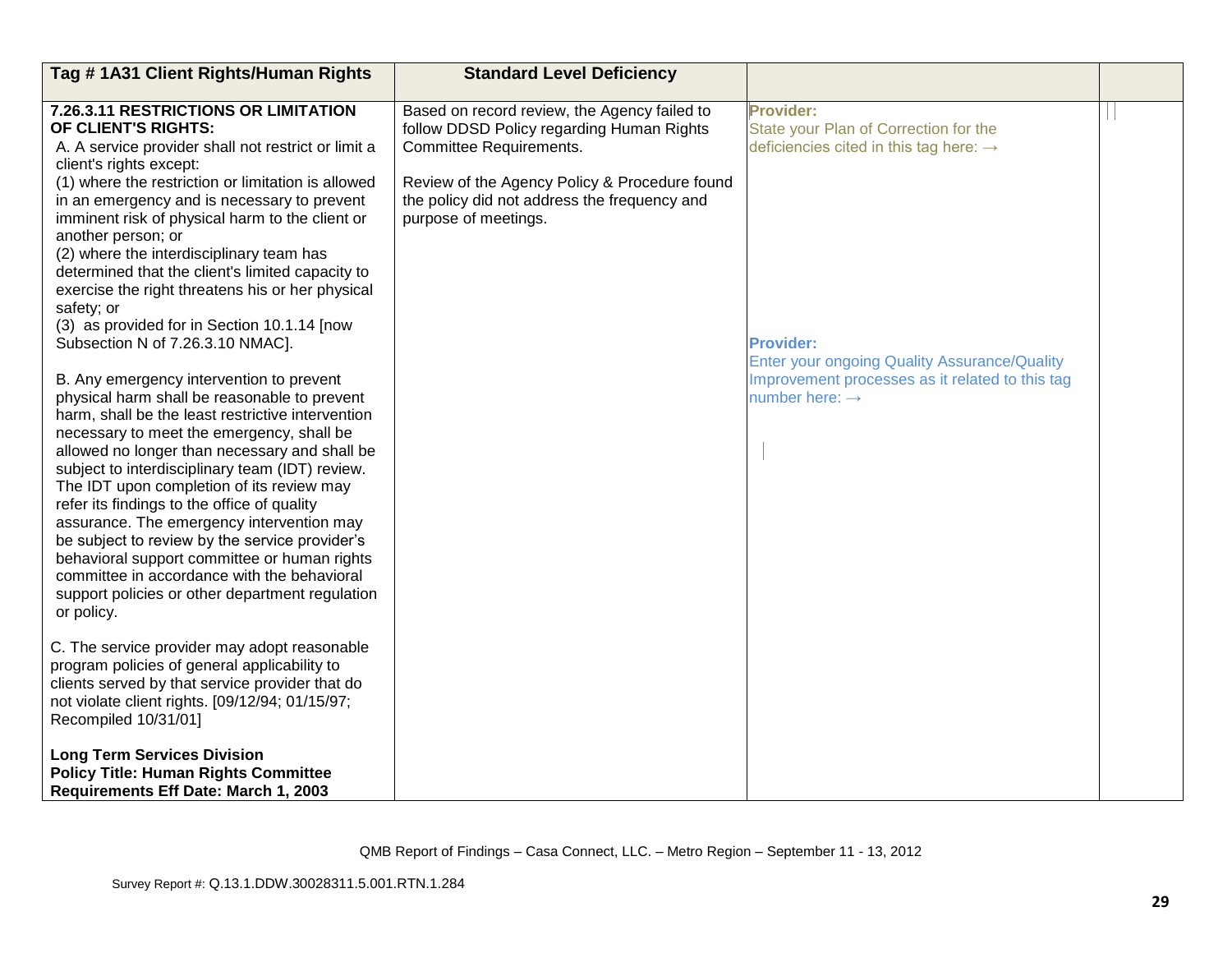| Tag # 1A31 Client Rights/Human Rights | Standard Level Deficiency | | |
|---|---|---|---|
| **7.26.3.11 RESTRICTIONS OR LIMITATION OF CLIENT'S RIGHTS:**<br>A. A service provider shall not restrict or limit a client's rights except:<br>(1) where the restriction or limitation is allowed in an emergency and is necessary to prevent imminent risk of physical harm to the client or another person; or<br>(2) where the interdisciplinary team has determined that the client's limited capacity to exercise the right threatens his or her physical safety; or<br>(3) as provided for in Section 10.1.14 [now Subsection N of 7.26.3.10 NMAC].<br><br>B. Any emergency intervention to prevent physical harm shall be reasonable to prevent harm, shall be the least restrictive intervention necessary to meet the emergency, shall be allowed no longer than necessary and shall be subject to interdisciplinary team (IDT) review. The IDT upon completion of its review may refer its findings to the office of quality assurance. The emergency intervention may be subject to review by the service provider's behavioral support committee or human rights committee in accordance with the behavioral support policies or other department regulation or policy.<br><br>C. The service provider may adopt reasonable program policies of general applicability to clients served by that service provider that do not violate client rights. [09/12/94; 01/15/97; Recompiled 10/31/01]<br><br>**Long Term Services Division**<br>**Policy Title: Human Rights Committee Requirements Eff Date: March 1, 2003** | Based on record review, the Agency failed to follow DDSD Policy regarding Human Rights Committee Requirements.<br><br>Review of the Agency Policy & Procedure found the policy did not address the frequency and purpose of meetings. | **Provider:**<br>State your Plan of Correction for the deficiencies cited in this tag here: →<br><br>**Provider:**<br>Enter your ongoing Quality Assurance/Quality Improvement processes as it related to this tag number here: → | |

QMB Report of Findings – Casa Connect, LLC. – Metro Region – September 11 - 13, 2012

Survey Report #: Q.13.1.DDW.30028311.5.001.RTN.1.284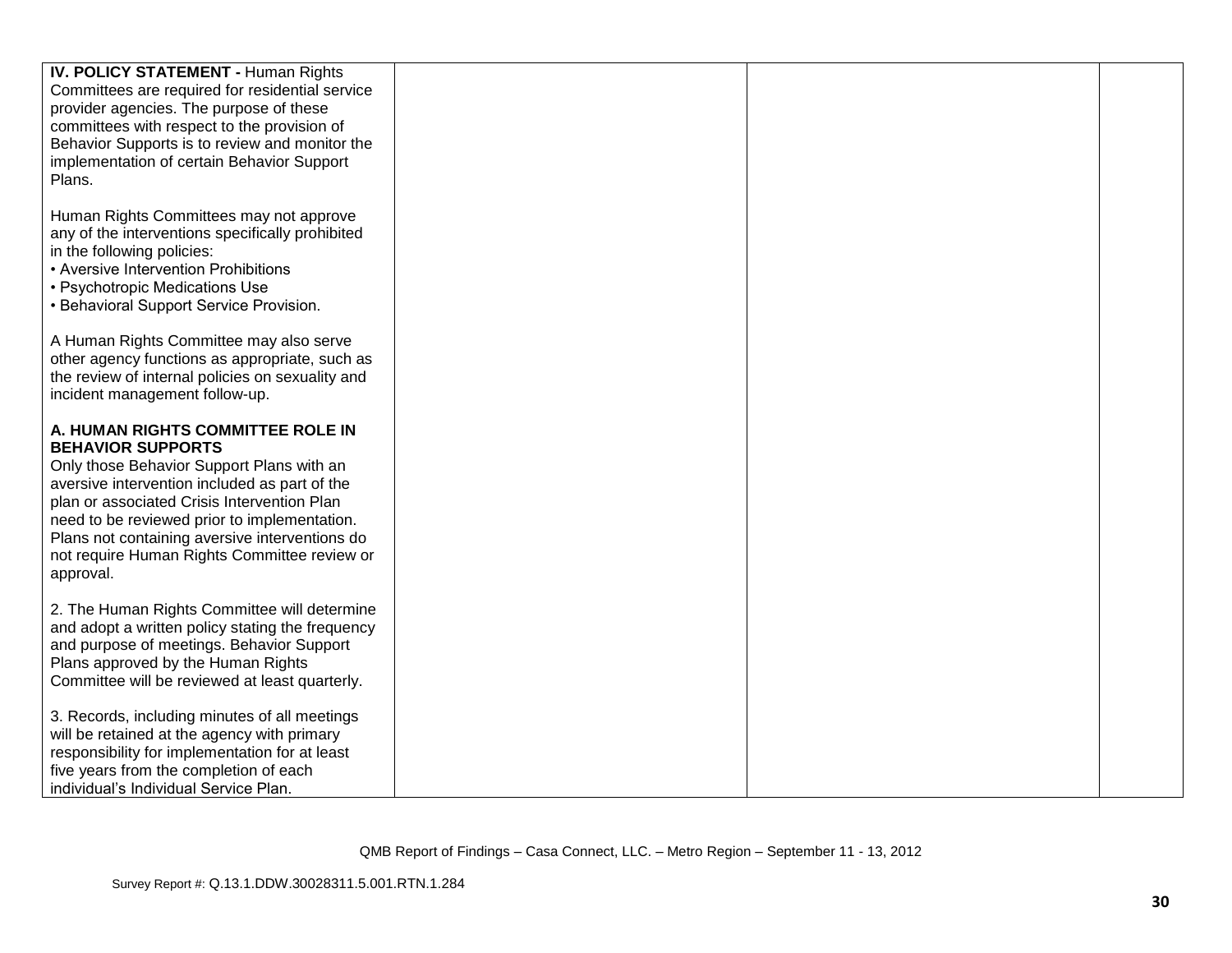| | | | |
|---|---|---|---|
| **IV. POLICY STATEMENT -** Human Rights Committees are required for residential service provider agencies. The purpose of these committees with respect to the provision of Behavior Supports is to review and monitor the implementation of certain Behavior Support Plans.<br><br>Human Rights Committees may not approve any of the interventions specifically prohibited in the following policies:<br>• Aversive Intervention Prohibitions<br>• Psychotropic Medications Use<br>• Behavioral Support Service Provision.<br><br>A Human Rights Committee may also serve other agency functions as appropriate, such as the review of internal policies on sexuality and incident management follow-up.<br><br>**A. HUMAN RIGHTS COMMITTEE ROLE IN BEHAVIOR SUPPORTS**<br>Only those Behavior Support Plans with an aversive intervention included as part of the plan or associated Crisis Intervention Plan need to be reviewed prior to implementation. Plans not containing aversive interventions do not require Human Rights Committee review or approval.<br><br>2. The Human Rights Committee will determine and adopt a written policy stating the frequency and purpose of meetings. Behavior Support Plans approved by the Human Rights Committee will be reviewed at least quarterly.<br><br>3. Records, including minutes of all meetings will be retained at the agency with primary responsibility for implementation for at least five years from the completion of each individual's Individual Service Plan. | | | |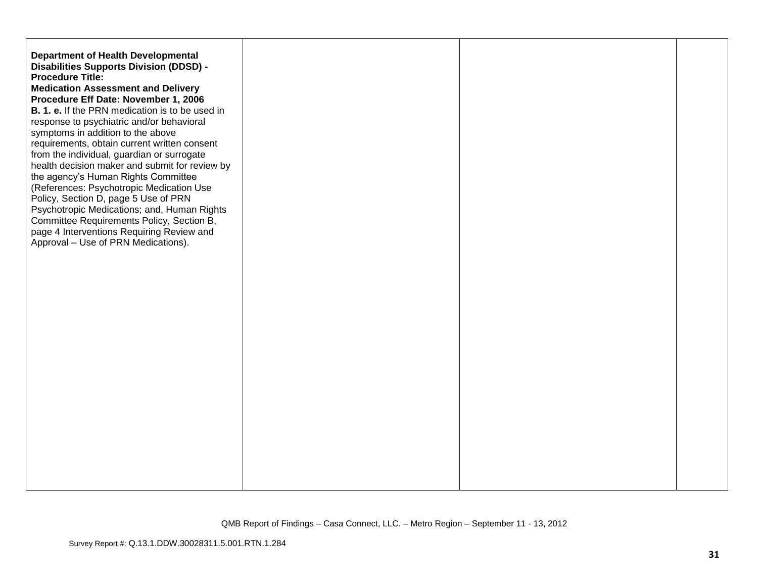| | | | |
|---|---|---|---|
| **Department of Health Developmental Disabilities Supports Division (DDSD) - Procedure Title: Medication Assessment and Delivery Procedure Eff Date: November 1, 2006**<br>**B. 1. e.** If the PRN medication is to be used in response to psychiatric and/or behavioral symptoms in addition to the above requirements, obtain current written consent from the individual, guardian or surrogate health decision maker and submit for review by the agency's Human Rights Committee (References: Psychotropic Medication Use Policy, Section D, page 5 Use of PRN Psychotropic Medications; and, Human Rights Committee Requirements Policy, Section B, page 4 Interventions Requiring Review and Approval – Use of PRN Medications). | | | |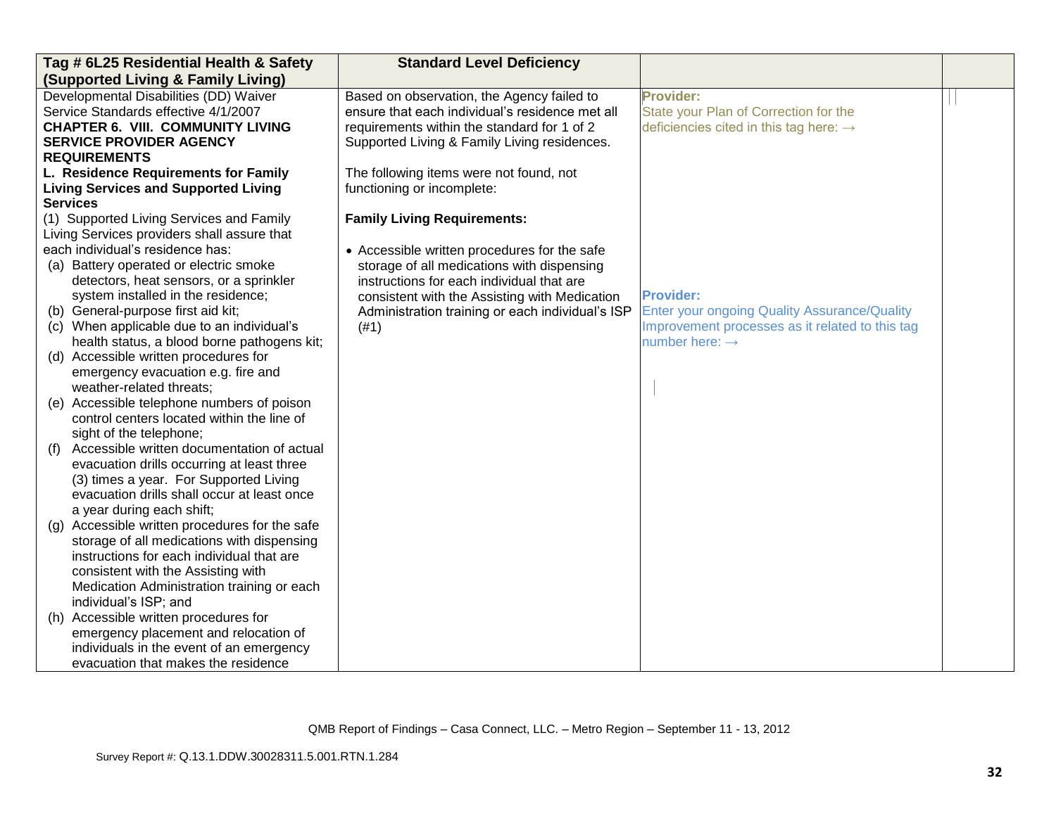| Tag # 6L25 Residential Health & Safety (Supported Living & Family Living) | Standard Level Deficiency | | |
|---|---|---|---|
| Developmental Disabilities (DD) Waiver Service Standards effective 4/1/2007<br>**CHAPTER 6. VIII. COMMUNITY LIVING SERVICE PROVIDER AGENCY REQUIREMENTS**<br>**L. Residence Requirements for Family Living Services and Supported Living Services**<br>(1) Supported Living Services and Family Living Services providers shall assure that each individual's residence has:<br>(a) Battery operated or electric smoke detectors, heat sensors, or a sprinkler system installed in the residence;<br>(b) General-purpose first aid kit;<br>(c) When applicable due to an individual's health status, a blood borne pathogens kit;<br>(d) Accessible written procedures for emergency evacuation e.g. fire and weather-related threats;<br>(e) Accessible telephone numbers of poison control centers located within the line of sight of the telephone;<br>(f) Accessible written documentation of actual evacuation drills occurring at least three (3) times a year. For Supported Living evacuation drills shall occur at least once a year during each shift;<br>(g) Accessible written procedures for the safe storage of all medications with dispensing instructions for each individual that are consistent with the Assisting with Medication Administration training or each individual's ISP; and<br>(h) Accessible written procedures for emergency placement and relocation of individuals in the event of an emergency evacuation that makes the residence | Based on observation, the Agency failed to ensure that each individual's residence met all requirements within the standard for 1 of 2 Supported Living & Family Living residences.<br><br>The following items were not found, not functioning or incomplete:<br><br>**Family Living Requirements:**<br><br>• Accessible written procedures for the safe storage of all medications with dispensing instructions for each individual that are consistent with the Assisting with Medication Administration training or each individual's ISP (#1) | **Provider:**<br>State your Plan of Correction for the deficiencies cited in this tag here: →<br><br><br><br><br>**Provider:**<br>Enter your ongoing Quality Assurance/Quality Improvement processes as it related to this tag number here: → | |

QMB Report of Findings – Casa Connect, LLC. – Metro Region – September 11 - 13, 2012

Survey Report #: Q.13.1.DDW.30028311.5.001.RTN.1.284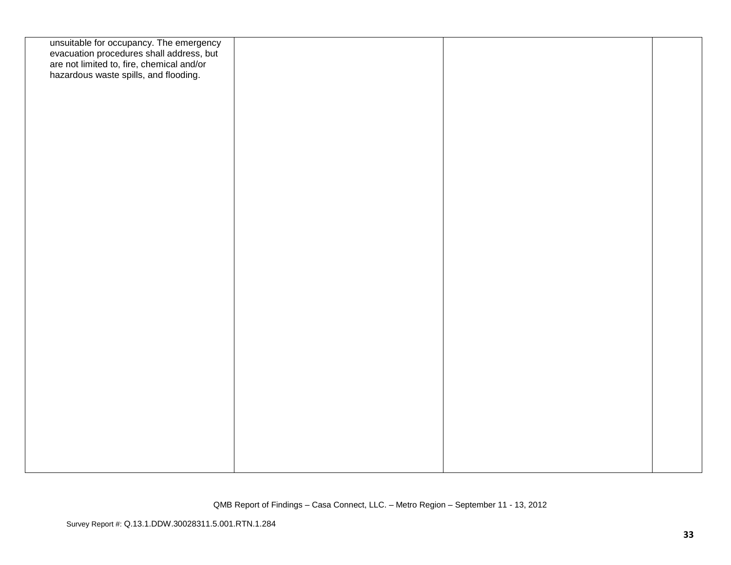| | | | |
|---|---|---|---|
| unsuitable for occupancy. The emergency evacuation procedures shall address, but are not limited to, fire, chemical and/or hazardous waste spills, and flooding. | | | |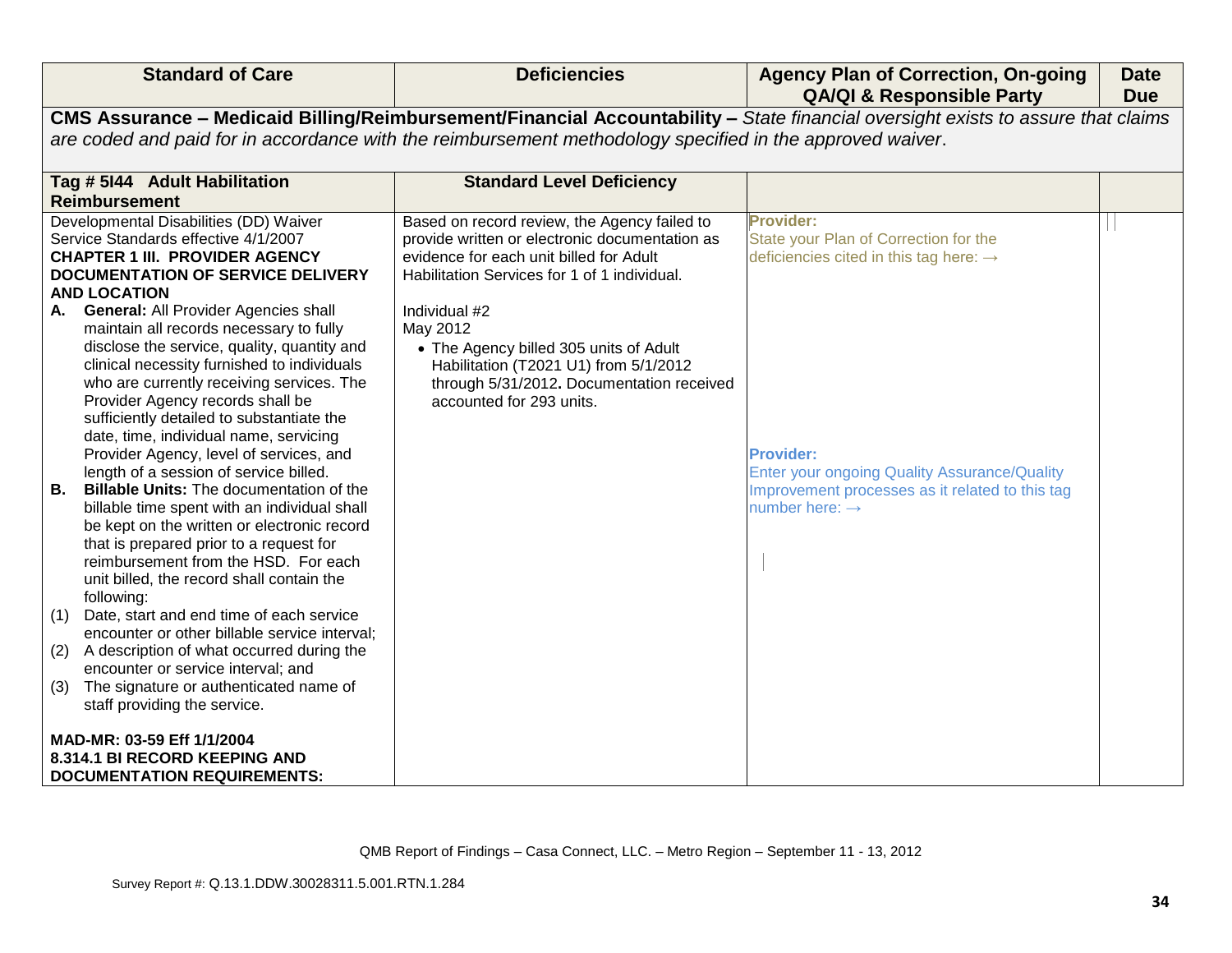| Standard of Care | Deficiencies | Agency Plan of Correction, On-going QA/QI & Responsible Party | Date Due |
|---|---|---|---|
| **CMS Assurance – Medicaid Billing/Reimbursement/Financial Accountability –** *State financial oversight exists to assure that claims are coded and paid for in accordance with the reimbursement methodology specified in the approved waiver*. | | | |
| **Tag # 5I44 Adult Habilitation Reimbursement** | **Standard Level Deficiency** | | |
| Developmental Disabilities (DD) Waiver Service Standards effective 4/1/2007<br>**CHAPTER 1 III. PROVIDER AGENCY DOCUMENTATION OF SERVICE DELIVERY AND LOCATION**<br>**A. General:** All Provider Agencies shall maintain all records necessary to fully disclose the service, quality, quantity and clinical necessity furnished to individuals who are currently receiving services. The Provider Agency records shall be sufficiently detailed to substantiate the date, time, individual name, servicing Provider Agency, level of services, and length of a session of service billed.<br>**B. Billable Units:** The documentation of the billable time spent with an individual shall be kept on the written or electronic record that is prepared prior to a request for reimbursement from the HSD. For each unit billed, the record shall contain the following:<br>(1) Date, start and end time of each service encounter or other billable service interval;<br>(2) A description of what occurred during the encounter or service interval; and<br>(3) The signature or authenticated name of staff providing the service.<br><br>**MAD-MR: 03-59 Eff 1/1/2004**<br>**8.314.1 BI RECORD KEEPING AND DOCUMENTATION REQUIREMENTS:** | Based on record review, the Agency failed to provide written or electronic documentation as evidence for each unit billed for Adult Habilitation Services for 1 of 1 individual.<br><br>Individual #2<br>May 2012<br>• The Agency billed 305 units of Adult Habilitation (T2021 U1) from 5/1/2012 through 5/31/2012**.** Documentation received accounted for 293 units. | **Provider:**<br>State your Plan of Correction for the deficiencies cited in this tag here: →<br><br>**Provider:**<br>Enter your ongoing Quality Assurance/Quality Improvement processes as it related to this tag number here: → | |

QMB Report of Findings – Casa Connect, LLC. – Metro Region – September 11 - 13, 2012

Survey Report #: Q.13.1.DDW.30028311.5.001.RTN.1.284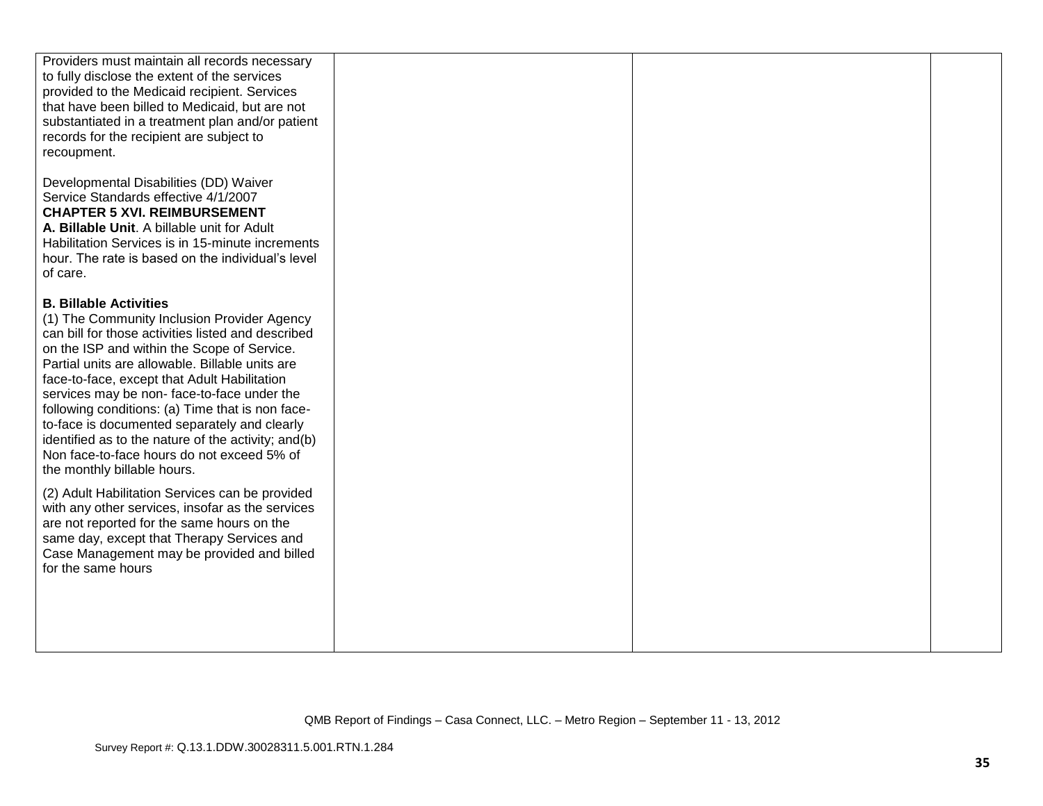| | | | |
|---|---|---|---|
| Providers must maintain all records necessary to fully disclose the extent of the services provided to the Medicaid recipient. Services that have been billed to Medicaid, but are not substantiated in a treatment plan and/or patient records for the recipient are subject to recoupment.<br><br>Developmental Disabilities (DD) Waiver Service Standards effective 4/1/2007<br>**CHAPTER 5 XVI. REIMBURSEMENT**<br>**A. Billable Unit**. A billable unit for Adult Habilitation Services is in 15-minute increments hour. The rate is based on the individual's level of care.<br><br>**B. Billable Activities**<br>(1) The Community Inclusion Provider Agency can bill for those activities listed and described on the ISP and within the Scope of Service. Partial units are allowable. Billable units are face-to-face, except that Adult Habilitation services may be non- face-to-face under the following conditions: (a) Time that is non face-to-face is documented separately and clearly identified as to the nature of the activity; and(b) Non face-to-face hours do not exceed 5% of the monthly billable hours.<br><br>(2) Adult Habilitation Services can be provided with any other services, insofar as the services are not reported for the same hours on the same day, except that Therapy Services and Case Management may be provided and billed for the same hours | | | |

QMB Report of Findings – Casa Connect, LLC. – Metro Region – September 11 - 13, 2012

Survey Report #: Q.13.1.DDW.30028311.5.001.RTN.1.284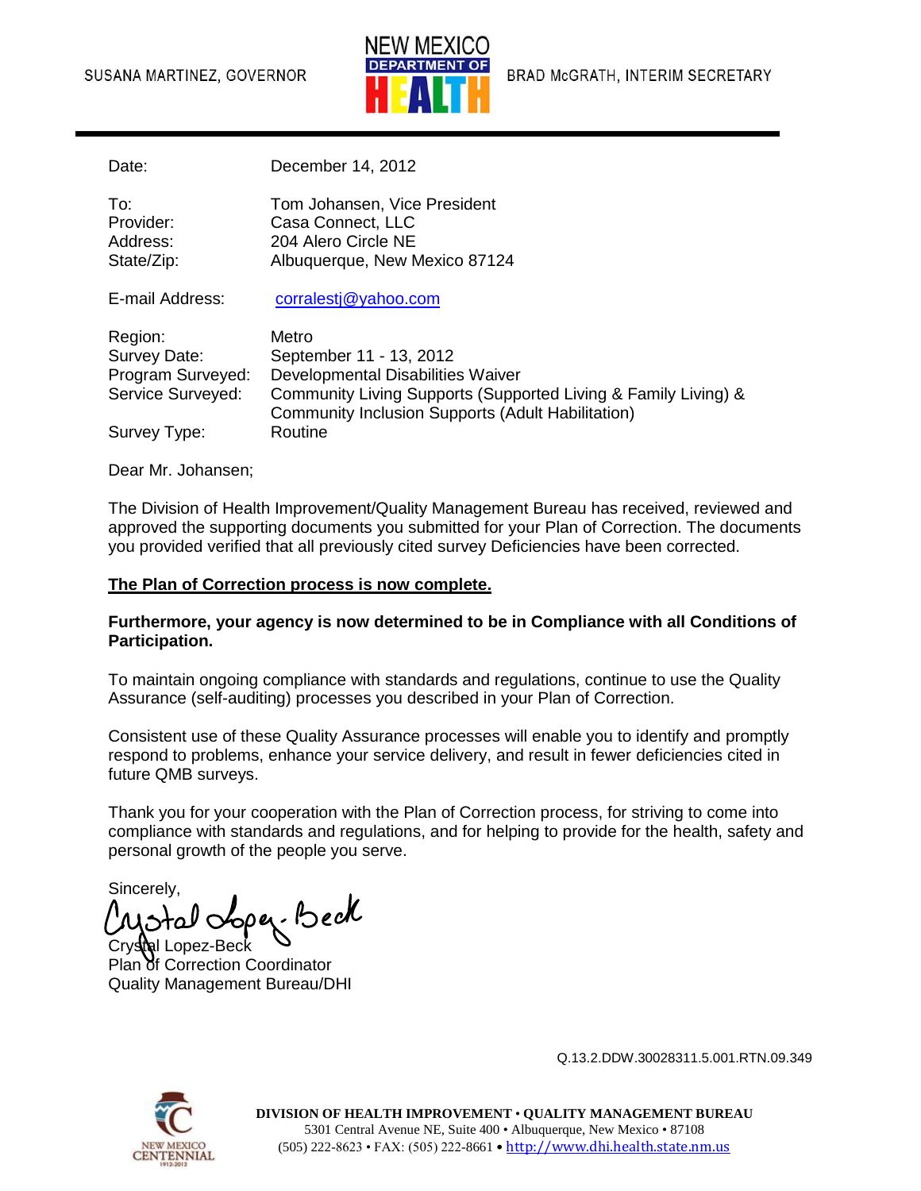SUSANA MARTINEZ, GOVERNOR

NEW MEXICO DEPARTMENT OF HEALTH

BRAD McGRATH, INTERIM SECRETARY

| | |
|---|---|
| Date: | December 14, 2012 |
| To: | Tom Johansen, Vice President |
| Provider: | Casa Connect, LLC |
| Address: | 204 Alero Circle NE |
| State/Zip: | Albuquerque, New Mexico 87124 |
| E-mail Address: | corralestj@yahoo.com |
| Region: | Metro |
| Survey Date: | September 11 - 13, 2012 |
| Program Surveyed: | Developmental Disabilities Waiver |
| Service Surveyed: | Community Living Supports (Supported Living & Family Living) & Community Inclusion Supports (Adult Habilitation) |
| Survey Type: | Routine |

Dear Mr. Johansen;

The Division of Health Improvement/Quality Management Bureau has received, reviewed and approved the supporting documents you submitted for your Plan of Correction. The documents you provided verified that all previously cited survey Deficiencies have been corrected.

**The Plan of Correction process is now complete.**

**Furthermore, your agency is now determined to be in Compliance with all Conditions of Participation.**

To maintain ongoing compliance with standards and regulations, continue to use the Quality Assurance (self-auditing) processes you described in your Plan of Correction.

Consistent use of these Quality Assurance processes will enable you to identify and promptly respond to problems, enhance your service delivery, and result in fewer deficiencies cited in future QMB surveys.

Thank you for your cooperation with the Plan of Correction process, for striving to come into compliance with standards and regulations, and for helping to provide for the health, safety and personal growth of the people you serve.

Sincerely,

Crystal Lopez-Beck

Crystal Lopez-Beck
Plan of Correction Coordinator
Quality Management Bureau/DHI

Q.13.2.DDW.30028311.5.001.RTN.09.349

**DIVISION OF HEALTH IMPROVEMENT • QUALITY MANAGEMENT BUREAU**
5301 Central Avenue NE, Suite 400 • Albuquerque, New Mexico • 87108
(505) 222-8623 • FAX: (505) 222-8661 • http://www.dhi.health.state.nm.us